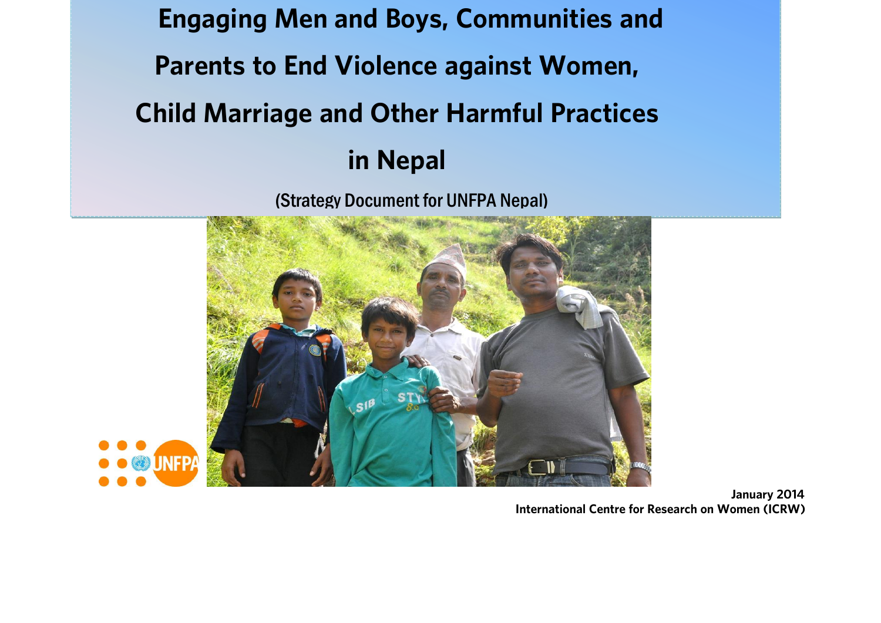# Engaging Men and Boys, Communities and Parents to End Violence against Women, Child Marriage and Other Harmful Practices in Nepal

(Strategy Document for UNFPA Nepal)

**January 2014**
**International Centre for Research on Women (ICRW)**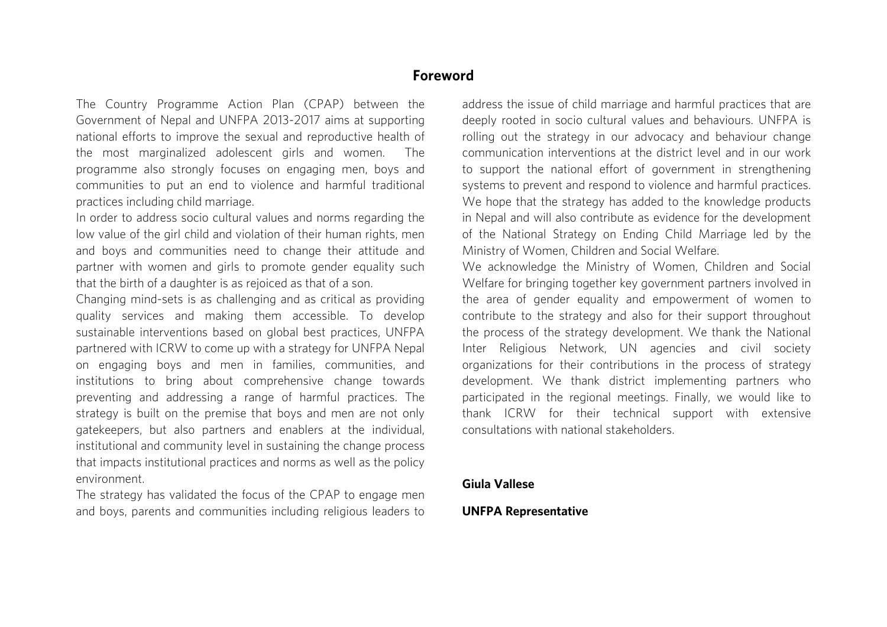# Foreword

The Country Programme Action Plan (CPAP) between the Government of Nepal and UNFPA 2013-2017 aims at supporting national efforts to improve the sexual and reproductive health of the most marginalized adolescent girls and women. The programme also strongly focuses on engaging men, boys and communities to put an end to violence and harmful traditional practices including child marriage.

In order to address socio cultural values and norms regarding the low value of the girl child and violation of their human rights, men and boys and communities need to change their attitude and partner with women and girls to promote gender equality such that the birth of a daughter is as rejoiced as that of a son.

Changing mind-sets is as challenging and as critical as providing quality services and making them accessible. To develop sustainable interventions based on global best practices, UNFPA partnered with ICRW to come up with a strategy for UNFPA Nepal on engaging boys and men in families, communities, and institutions to bring about comprehensive change towards preventing and addressing a range of harmful practices. The strategy is built on the premise that boys and men are not only gatekeepers, but also partners and enablers at the individual, institutional and community level in sustaining the change process that impacts institutional practices and norms as well as the policy environment.

The strategy has validated the focus of the CPAP to engage men and boys, parents and communities including religious leaders to address the issue of child marriage and harmful practices that are deeply rooted in socio cultural values and behaviours. UNFPA is rolling out the strategy in our advocacy and behaviour change communication interventions at the district level and in our work to support the national effort of government in strengthening systems to prevent and respond to violence and harmful practices. We hope that the strategy has added to the knowledge products in Nepal and will also contribute as evidence for the development of the National Strategy on Ending Child Marriage led by the Ministry of Women, Children and Social Welfare.

We acknowledge the Ministry of Women, Children and Social Welfare for bringing together key government partners involved in the area of gender equality and empowerment of women to contribute to the strategy and also for their support throughout the process of the strategy development. We thank the National Inter Religious Network, UN agencies and civil society organizations for their contributions in the process of strategy development. We thank district implementing partners who participated in the regional meetings. Finally, we would like to thank ICRW for their technical support with extensive consultations with national stakeholders.

**Giula Vallese**

**UNFPA Representative**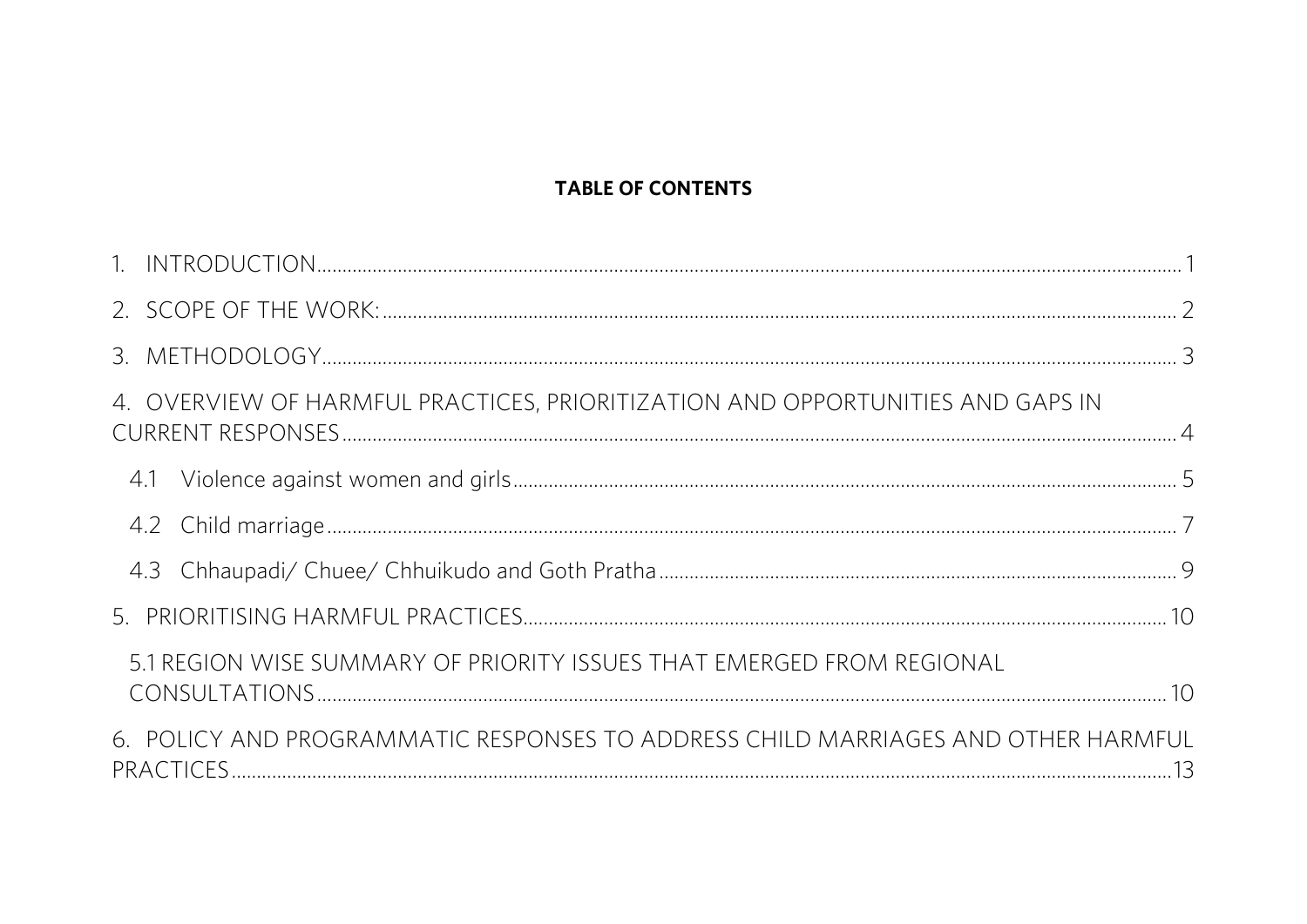**TABLE OF CONTENTS**

1. INTRODUCTION ........ 1
2. SCOPE OF THE WORK: ........ 2
3. METHODOLOGY ........ 3
4. OVERVIEW OF HARMFUL PRACTICES, PRIORITIZATION AND OPPORTUNITIES AND GAPS IN CURRENT RESPONSES ........ 4
   - 4.1 Violence against women and girls ........ 5
   - 4.2 Child marriage ........ 7
   - 4.3 Chhaupadi/ Chuee/ Chhuikudo and Goth Pratha ........ 9
5. PRIORITISING HARMFUL PRACTICES ........ 10
   - 5.1 REGION WISE SUMMARY OF PRIORITY ISSUES THAT EMERGED FROM REGIONAL CONSULTATIONS ........ 10
6. POLICY AND PROGRAMMATIC RESPONSES TO ADDRESS CHILD MARRIAGES AND OTHER HARMFUL PRACTICES ........ 13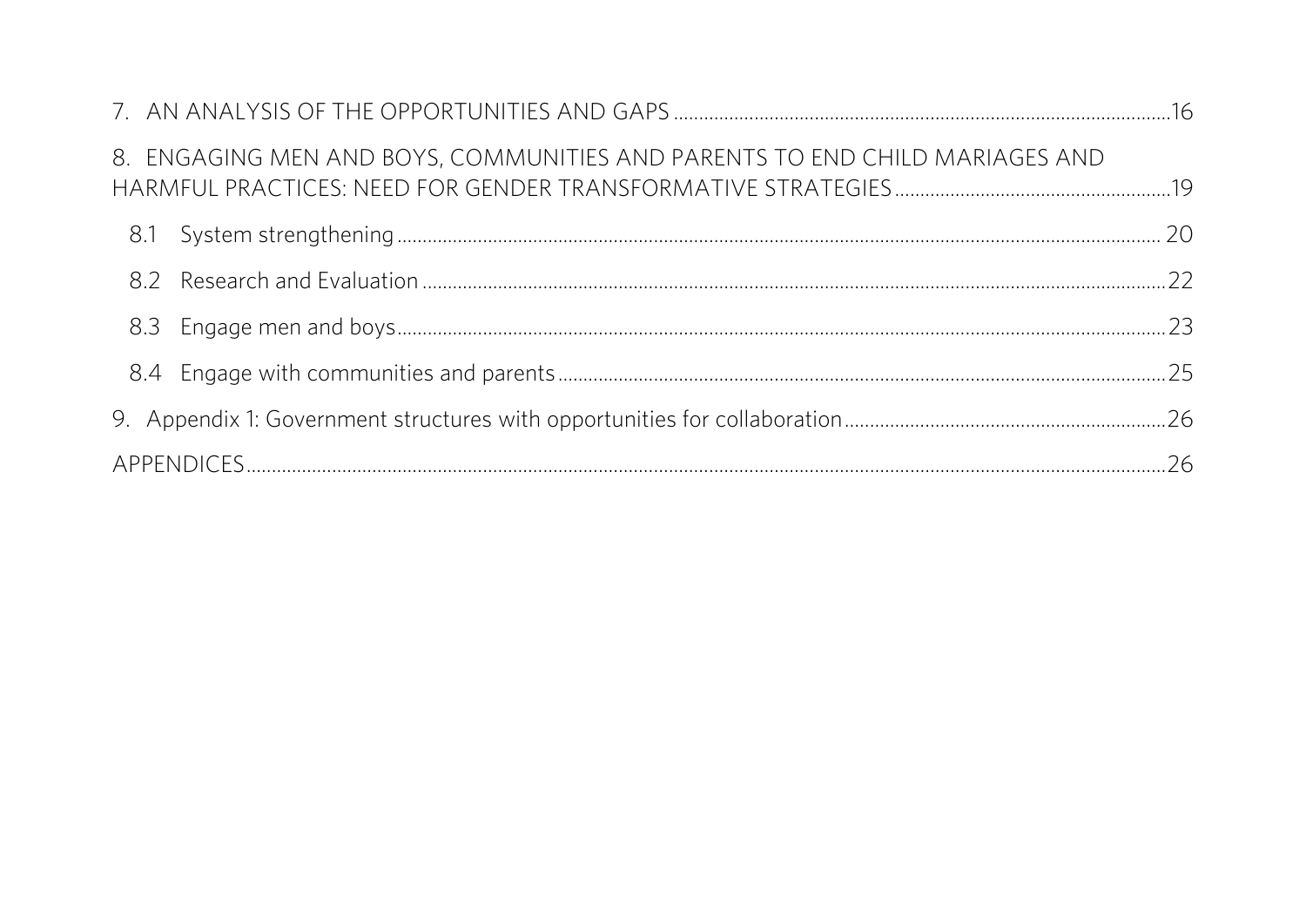7. AN ANALYSIS OF THE OPPORTUNITIES AND GAPS .......... 16

8. ENGAGING MEN AND BOYS, COMMUNITIES AND PARENTS TO END CHILD MARIAGES AND HARMFUL PRACTICES: NEED FOR GENDER TRANSFORMATIVE STRATEGIES .......... 19

- 8.1 System strengthening .......... 20
- 8.2 Research and Evaluation .......... 22
- 8.3 Engage men and boys .......... 23
- 8.4 Engage with communities and parents .......... 25

9. Appendix 1: Government structures with opportunities for collaboration .......... 26

APPENDICES .......... 26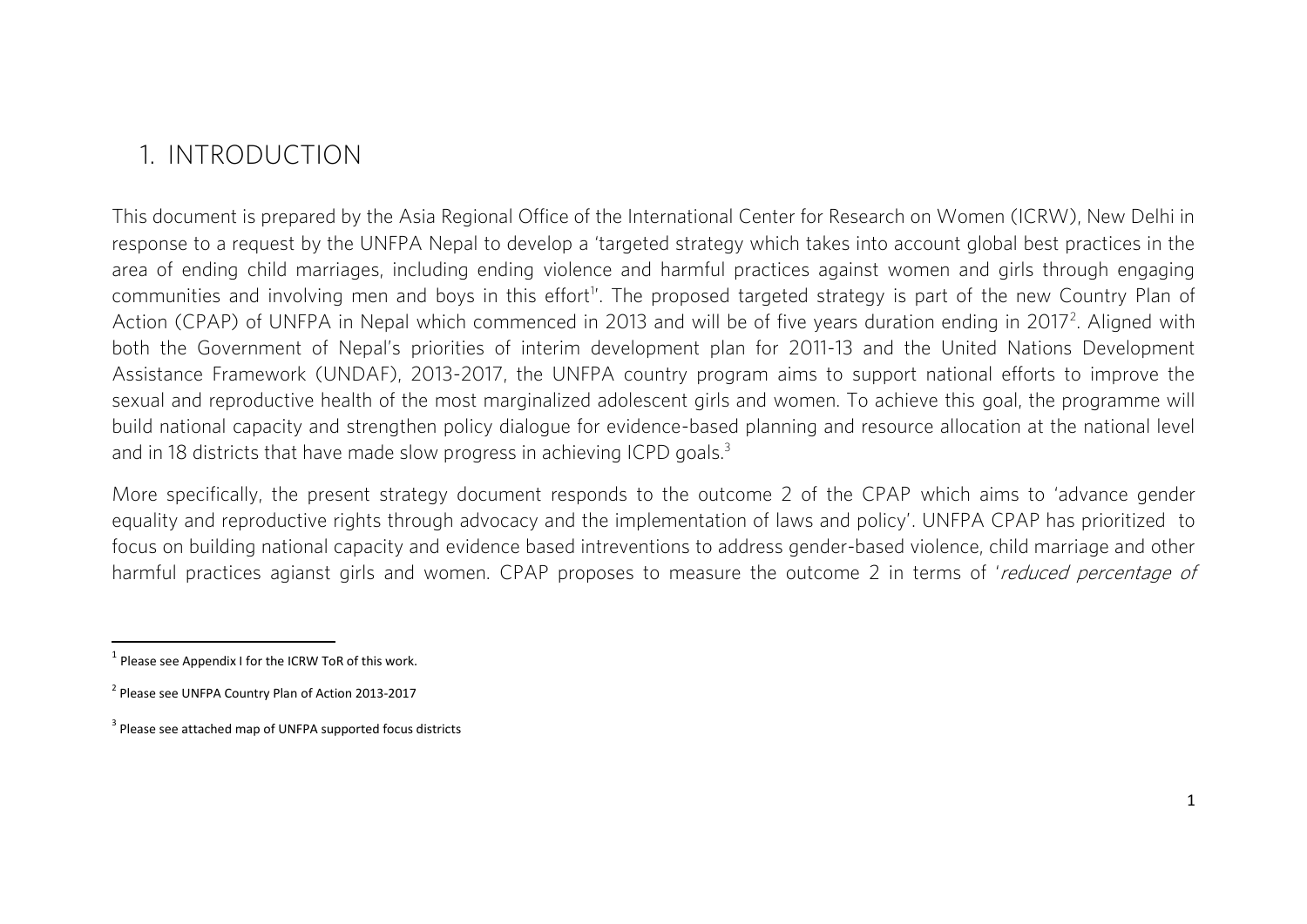# 1. INTRODUCTION

This document is prepared by the Asia Regional Office of the International Center for Research on Women (ICRW), New Delhi in response to a request by the UNFPA Nepal to develop a 'targeted strategy which takes into account global best practices in the area of ending child marriages, including ending violence and harmful practices against women and girls through engaging communities and involving men and boys in this effort[1]'. The proposed targeted strategy is part of the new Country Plan of Action (CPAP) of UNFPA in Nepal which commenced in 2013 and will be of five years duration ending in 2017[2]. Aligned with both the Government of Nepal's priorities of interim development plan for 2011-13 and the United Nations Development Assistance Framework (UNDAF), 2013-2017, the UNFPA country program aims to support national efforts to improve the sexual and reproductive health of the most marginalized adolescent girls and women. To achieve this goal, the programme will build national capacity and strengthen policy dialogue for evidence-based planning and resource allocation at the national level and in 18 districts that have made slow progress in achieving ICPD goals.[3]

More specifically, the present strategy document responds to the outcome 2 of the CPAP which aims to 'advance gender equality and reproductive rights through advocacy and the implementation of laws and policy'. UNFPA CPAP has prioritized to focus on building national capacity and evidence based intreventions to address gender-based violence, child marriage and other harmful practices agianst girls and women. CPAP proposes to measure the outcome 2 in terms of '*reduced percentage of*

[1] Please see Appendix I for the ICRW ToR of this work.

[2] Please see UNFPA Country Plan of Action 2013-2017

[3] Please see attached map of UNFPA supported focus districts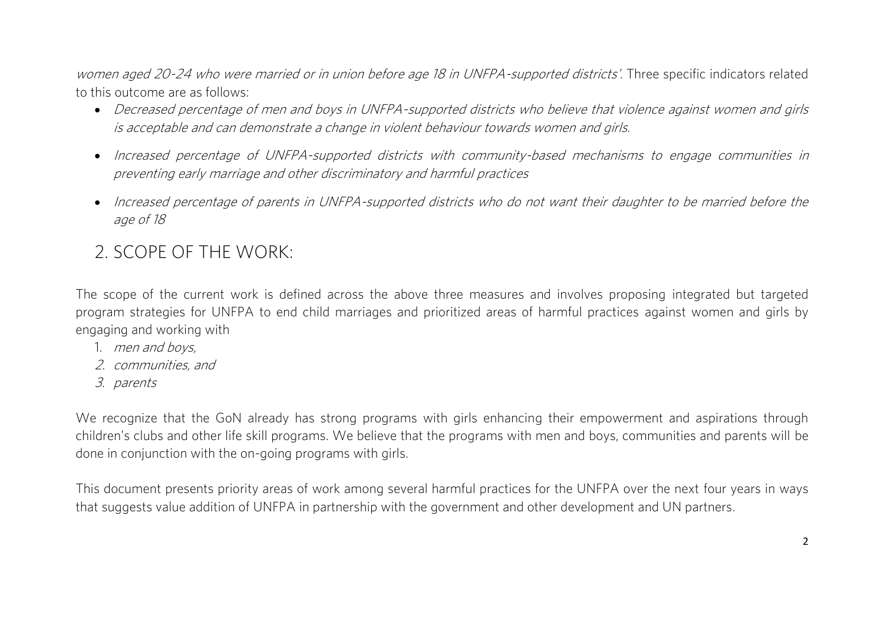*women aged 20-24 who were married or in union before age 18 in UNFPA-supported districts'.* Three specific indicators related to this outcome are as follows:

- *Decreased percentage of men and boys in UNFPA-supported districts who believe that violence against women and girls is acceptable and can demonstrate a change in violent behaviour towards women and girls.*
- *Increased percentage of UNFPA-supported districts with community-based mechanisms to engage communities in preventing early marriage and other discriminatory and harmful practices*
- *Increased percentage of parents in UNFPA-supported districts who do not want their daughter to be married before the age of 18*

## 2. SCOPE OF THE WORK:

The scope of the current work is defined across the above three measures and involves proposing integrated but targeted program strategies for UNFPA to end child marriages and prioritized areas of harmful practices against women and girls by engaging and working with

1. *men and boys,*
2. *communities, and*
3. *parents*

We recognize that the GoN already has strong programs with girls enhancing their empowerment and aspirations through children's clubs and other life skill programs. We believe that the programs with men and boys, communities and parents will be done in conjunction with the on-going programs with girls.

This document presents priority areas of work among several harmful practices for the UNFPA over the next four years in ways that suggests value addition of UNFPA in partnership with the government and other development and UN partners.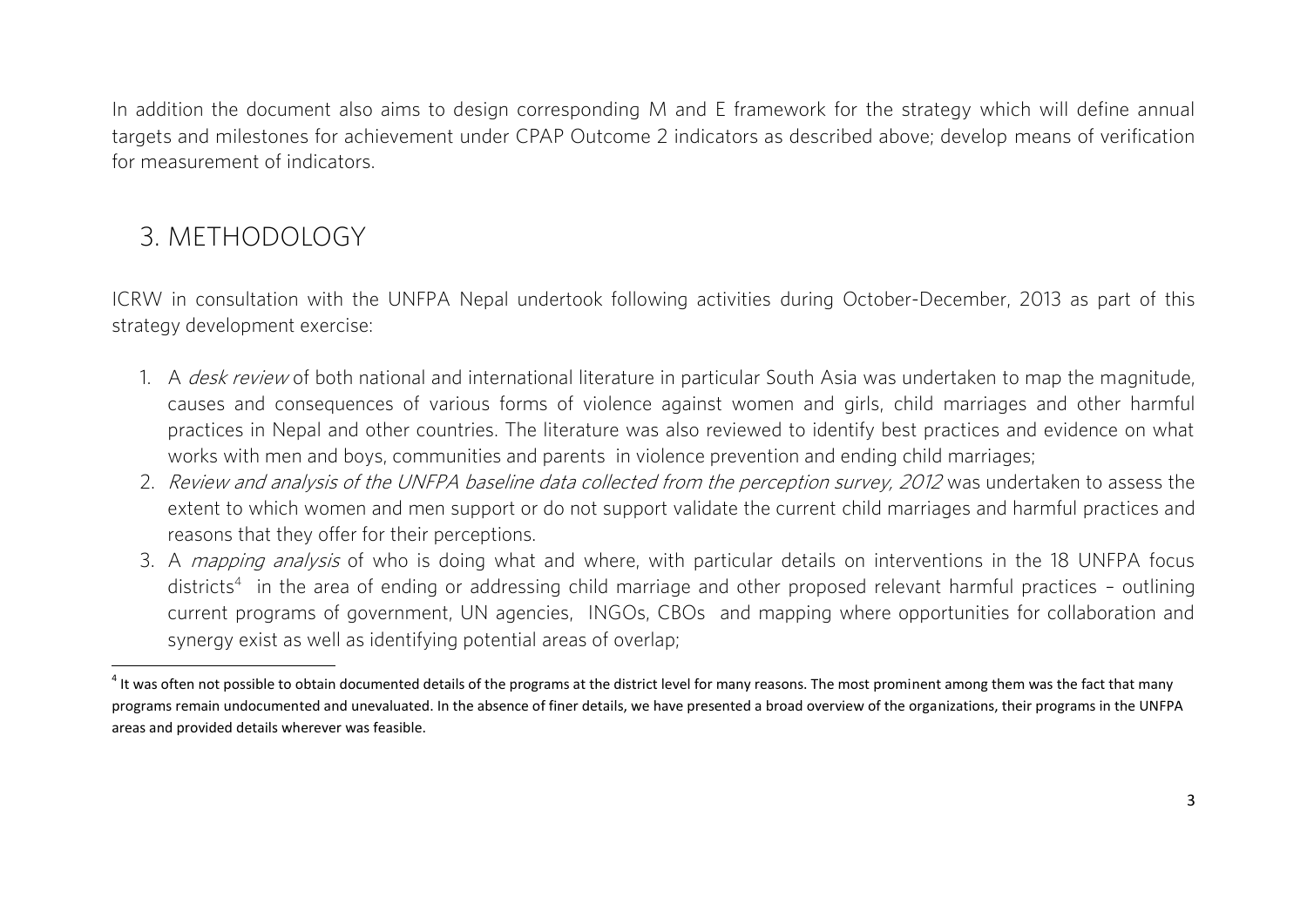In addition the document also aims to design corresponding M and E framework for the strategy which will define annual targets and milestones for achievement under CPAP Outcome 2 indicators as described above; develop means of verification for measurement of indicators.

## 3. METHODOLOGY

ICRW in consultation with the UNFPA Nepal undertook following activities during October-December, 2013 as part of this strategy development exercise:

1. A *desk review* of both national and international literature in particular South Asia was undertaken to map the magnitude, causes and consequences of various forms of violence against women and girls, child marriages and other harmful practices in Nepal and other countries. The literature was also reviewed to identify best practices and evidence on what works with men and boys, communities and parents in violence prevention and ending child marriages;
2. *Review and analysis of the UNFPA baseline data collected from the perception survey, 2012* was undertaken to assess the extent to which women and men support or do not support validate the current child marriages and harmful practices and reasons that they offer for their perceptions.
3. A *mapping analysis* of who is doing what and where, with particular details on interventions in the 18 UNFPA focus districts[4] in the area of ending or addressing child marriage and other proposed relevant harmful practices – outlining current programs of government, UN agencies, INGOs, CBOs and mapping where opportunities for collaboration and synergy exist as well as identifying potential areas of overlap;

[4] It was often not possible to obtain documented details of the programs at the district level for many reasons. The most prominent among them was the fact that many programs remain undocumented and unevaluated. In the absence of finer details, we have presented a broad overview of the organizations, their programs in the UNFPA areas and provided details wherever was feasible.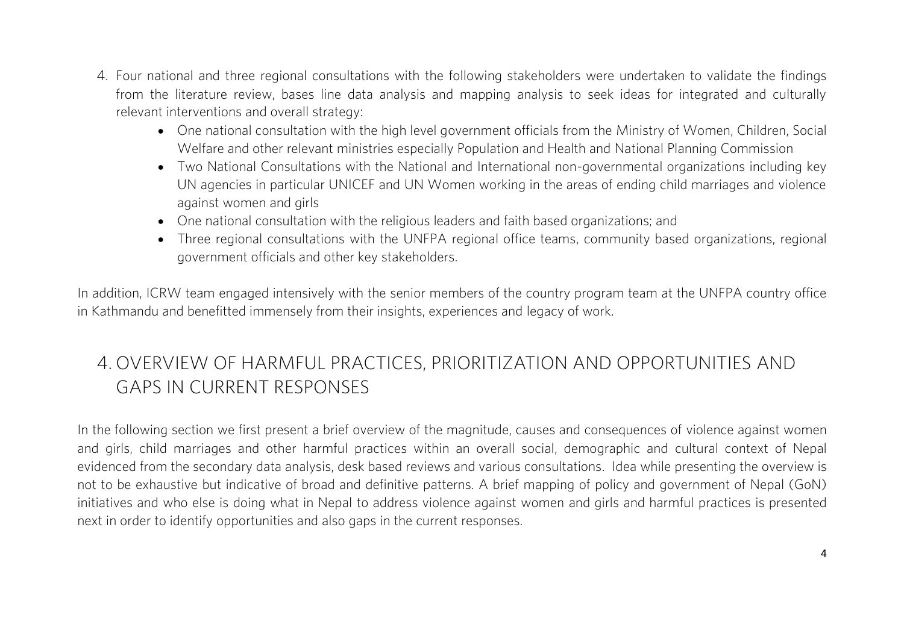4. Four national and three regional consultations with the following stakeholders were undertaken to validate the findings from the literature review, bases line data analysis and mapping analysis to seek ideas for integrated and culturally relevant interventions and overall strategy:
    - One national consultation with the high level government officials from the Ministry of Women, Children, Social Welfare and other relevant ministries especially Population and Health and National Planning Commission
    - Two National Consultations with the National and International non-governmental organizations including key UN agencies in particular UNICEF and UN Women working in the areas of ending child marriages and violence against women and girls
    - One national consultation with the religious leaders and faith based organizations; and
    - Three regional consultations with the UNFPA regional office teams, community based organizations, regional government officials and other key stakeholders.

In addition, ICRW team engaged intensively with the senior members of the country program team at the UNFPA country office in Kathmandu and benefitted immensely from their insights, experiences and legacy of work.

# 4. OVERVIEW OF HARMFUL PRACTICES, PRIORITIZATION AND OPPORTUNITIES AND GAPS IN CURRENT RESPONSES

In the following section we first present a brief overview of the magnitude, causes and consequences of violence against women and girls, child marriages and other harmful practices within an overall social, demographic and cultural context of Nepal evidenced from the secondary data analysis, desk based reviews and various consultations. Idea while presenting the overview is not to be exhaustive but indicative of broad and definitive patterns. A brief mapping of policy and government of Nepal (GoN) initiatives and who else is doing what in Nepal to address violence against women and girls and harmful practices is presented next in order to identify opportunities and also gaps in the current responses.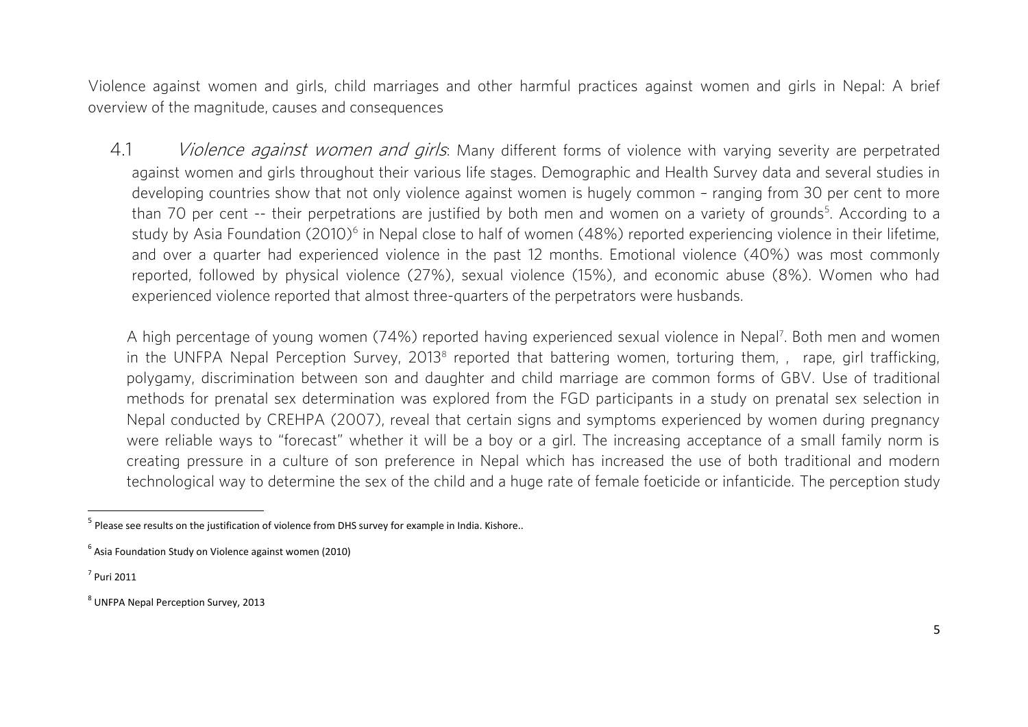Violence against women and girls, child marriages and other harmful practices against women and girls in Nepal: A brief overview of the magnitude, causes and consequences

4.1 *Violence against women and girls*: Many different forms of violence with varying severity are perpetrated against women and girls throughout their various life stages. Demographic and Health Survey data and several studies in developing countries show that not only violence against women is hugely common – ranging from 30 per cent to more than 70 per cent -- their perpetrations are justified by both men and women on a variety of grounds[5]. According to a study by Asia Foundation (2010)[6] in Nepal close to half of women (48%) reported experiencing violence in their lifetime, and over a quarter had experienced violence in the past 12 months. Emotional violence (40%) was most commonly reported, followed by physical violence (27%), sexual violence (15%), and economic abuse (8%). Women who had experienced violence reported that almost three-quarters of the perpetrators were husbands.

A high percentage of young women (74%) reported having experienced sexual violence in Nepal[7]. Both men and women in the UNFPA Nepal Perception Survey, 2013[8] reported that battering women, torturing them, , rape, girl trafficking, polygamy, discrimination between son and daughter and child marriage are common forms of GBV. Use of traditional methods for prenatal sex determination was explored from the FGD participants in a study on prenatal sex selection in Nepal conducted by CREHPA (2007), reveal that certain signs and symptoms experienced by women during pregnancy were reliable ways to "forecast" whether it will be a boy or a girl. The increasing acceptance of a small family norm is creating pressure in a culture of son preference in Nepal which has increased the use of both traditional and modern technological way to determine the sex of the child and a huge rate of female foeticide or infanticide. The perception study

---

[5] Please see results on the justification of violence from DHS survey for example in India. Kishore..

[6] Asia Foundation Study on Violence against women (2010)

[7] Puri 2011

[8] UNFPA Nepal Perception Survey, 2013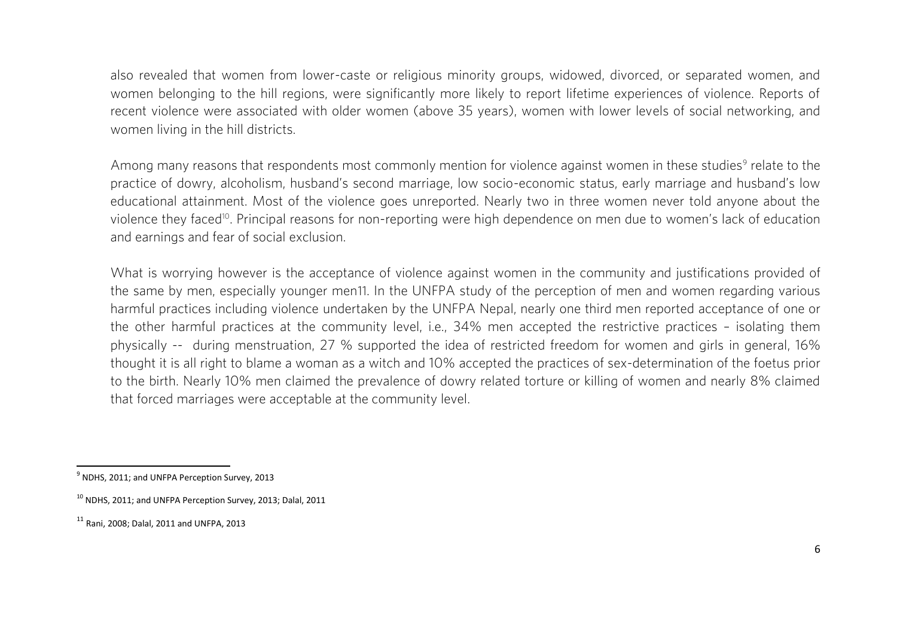also revealed that women from lower-caste or religious minority groups, widowed, divorced, or separated women, and women belonging to the hill regions, were significantly more likely to report lifetime experiences of violence. Reports of recent violence were associated with older women (above 35 years), women with lower levels of social networking, and women living in the hill districts.

Among many reasons that respondents most commonly mention for violence against women in these studies[9] relate to the practice of dowry, alcoholism, husband's second marriage, low socio-economic status, early marriage and husband's low educational attainment. Most of the violence goes unreported. Nearly two in three women never told anyone about the violence they faced[10]. Principal reasons for non-reporting were high dependence on men due to women's lack of education and earnings and fear of social exclusion.

What is worrying however is the acceptance of violence against women in the community and justifications provided of the same by men, especially younger men11. In the UNFPA study of the perception of men and women regarding various harmful practices including violence undertaken by the UNFPA Nepal, nearly one third men reported acceptance of one or the other harmful practices at the community level, i.e., 34% men accepted the restrictive practices – isolating them physically -- during menstruation, 27 % supported the idea of restricted freedom for women and girls in general, 16% thought it is all right to blame a woman as a witch and 10% accepted the practices of sex-determination of the foetus prior to the birth. Nearly 10% men claimed the prevalence of dowry related torture or killing of women and nearly 8% claimed that forced marriages were acceptable at the community level.

---

[9] NDHS, 2011; and UNFPA Perception Survey, 2013

[10] NDHS, 2011; and UNFPA Perception Survey, 2013; Dalal, 2011

[11] Rani, 2008; Dalal, 2011 and UNFPA, 2013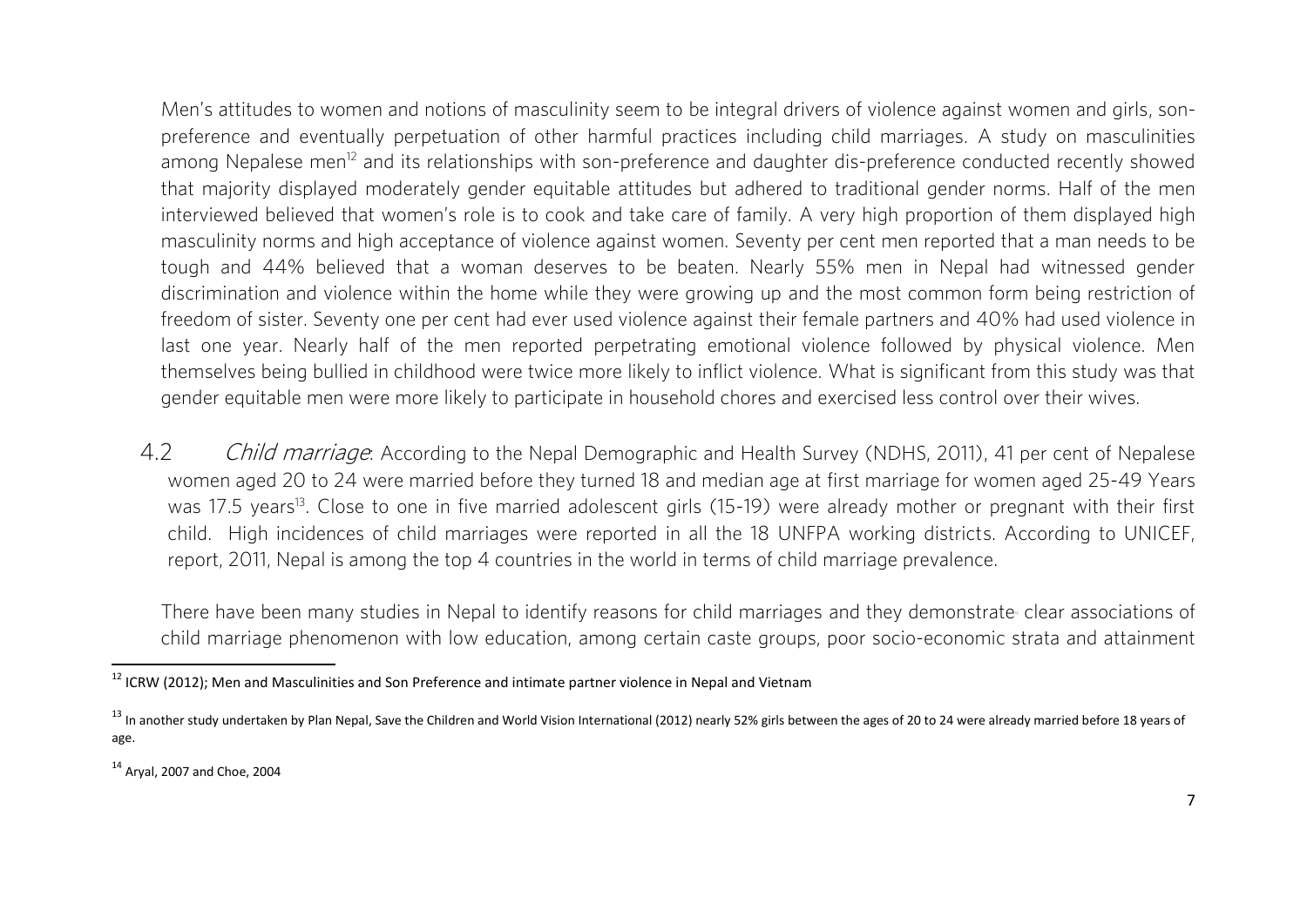Men's attitudes to women and notions of masculinity seem to be integral drivers of violence against women and girls, son-preference and eventually perpetuation of other harmful practices including child marriages. A study on masculinities among Nepalese men[12] and its relationships with son-preference and daughter dis-preference conducted recently showed that majority displayed moderately gender equitable attitudes but adhered to traditional gender norms. Half of the men interviewed believed that women's role is to cook and take care of family. A very high proportion of them displayed high masculinity norms and high acceptance of violence against women. Seventy per cent men reported that a man needs to be tough and 44% believed that a woman deserves to be beaten. Nearly 55% men in Nepal had witnessed gender discrimination and violence within the home while they were growing up and the most common form being restriction of freedom of sister. Seventy one per cent had ever used violence against their female partners and 40% had used violence in last one year. Nearly half of the men reported perpetrating emotional violence followed by physical violence. Men themselves being bullied in childhood were twice more likely to inflict violence. What is significant from this study was that gender equitable men were more likely to participate in household chores and exercised less control over their wives.

4.2 *Child marriage*: According to the Nepal Demographic and Health Survey (NDHS, 2011), 41 per cent of Nepalese women aged 20 to 24 were married before they turned 18 and median age at first marriage for women aged 25-49 Years was 17.5 years[13]. Close to one in five married adolescent girls (15-19) were already mother or pregnant with their first child. High incidences of child marriages were reported in all the 18 UNFPA working districts. According to UNICEF, report, 2011, Nepal is among the top 4 countries in the world in terms of child marriage prevalence.

There have been many studies in Nepal to identify reasons for child marriages and they demonstrate[14] clear associations of child marriage phenomenon with low education, among certain caste groups, poor socio-economic strata and attainment

---

[12] ICRW (2012); Men and Masculinities and Son Preference and intimate partner violence in Nepal and Vietnam

[13] In another study undertaken by Plan Nepal, Save the Children and World Vision International (2012) nearly 52% girls between the ages of 20 to 24 were already married before 18 years of age.

[14] Aryal, 2007 and Choe, 2004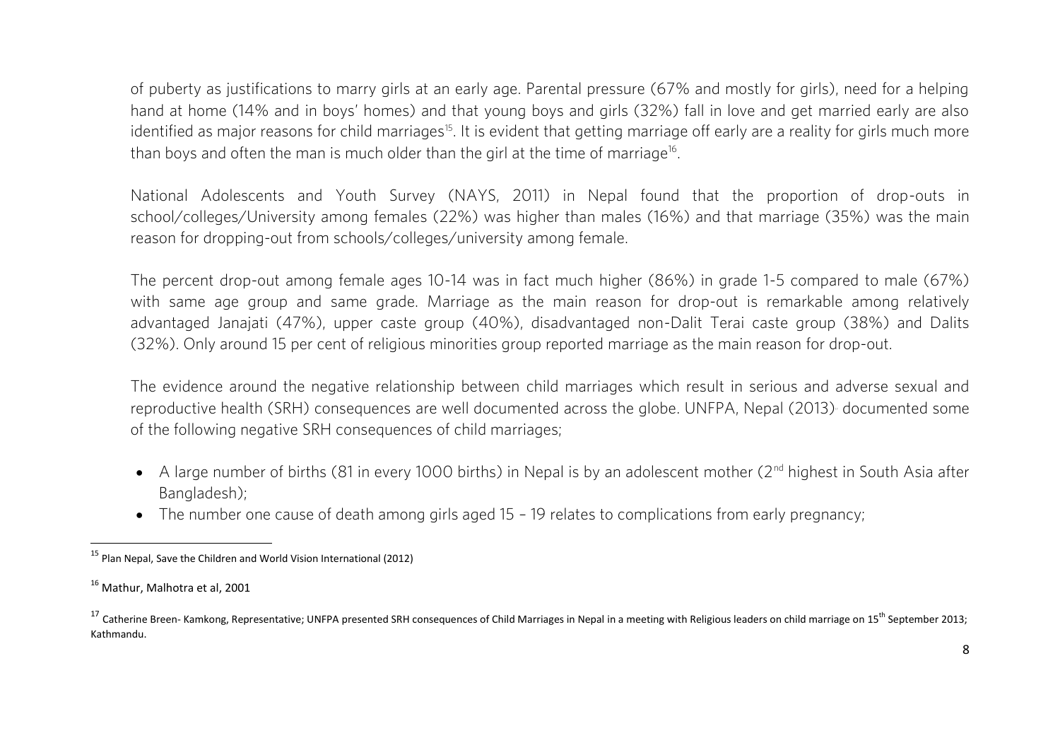of puberty as justifications to marry girls at an early age. Parental pressure (67% and mostly for girls), need for a helping hand at home (14% and in boys' homes) and that young boys and girls (32%) fall in love and get married early are also identified as major reasons for child marriages[15]. It is evident that getting marriage off early are a reality for girls much more than boys and often the man is much older than the girl at the time of marriage[16].

National Adolescents and Youth Survey (NAYS, 2011) in Nepal found that the proportion of drop-outs in school/colleges/University among females (22%) was higher than males (16%) and that marriage (35%) was the main reason for dropping-out from schools/colleges/university among female.

The percent drop-out among female ages 10-14 was in fact much higher (86%) in grade 1-5 compared to male (67%) with same age group and same grade. Marriage as the main reason for drop-out is remarkable among relatively advantaged Janajati (47%), upper caste group (40%), disadvantaged non-Dalit Terai caste group (38%) and Dalits (32%). Only around 15 per cent of religious minorities group reported marriage as the main reason for drop-out.

The evidence around the negative relationship between child marriages which result in serious and adverse sexual and reproductive health (SRH) consequences are well documented across the globe. UNFPA, Nepal (2013)[17] documented some of the following negative SRH consequences of child marriages;

- A large number of births (81 in every 1000 births) in Nepal is by an adolescent mother (2nd highest in South Asia after Bangladesh);
- The number one cause of death among girls aged 15 – 19 relates to complications from early pregnancy;

[15] Plan Nepal, Save the Children and World Vision International (2012)

[16] Mathur, Malhotra et al, 2001

[17] Catherine Breen- Kamkong, Representative; UNFPA presented SRH consequences of Child Marriages in Nepal in a meeting with Religious leaders on child marriage on 15th September 2013; Kathmandu.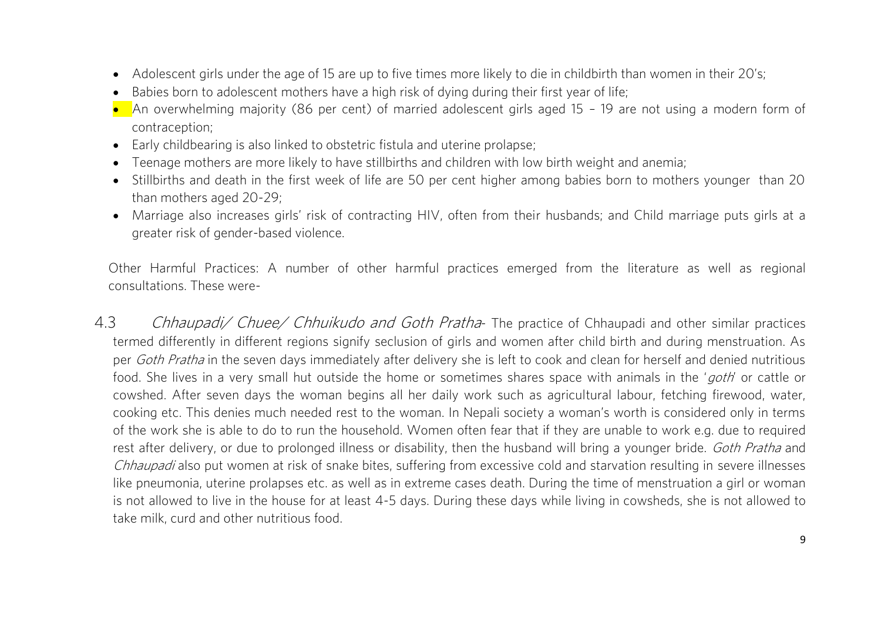- Adolescent girls under the age of 15 are up to five times more likely to die in childbirth than women in their 20's;
- Babies born to adolescent mothers have a high risk of dying during their first year of life;
- An overwhelming majority (86 per cent) of married adolescent girls aged 15 – 19 are not using a modern form of contraception;
- Early childbearing is also linked to obstetric fistula and uterine prolapse;
- Teenage mothers are more likely to have stillbirths and children with low birth weight and anemia;
- Stillbirths and death in the first week of life are 50 per cent higher among babies born to mothers younger than 20 than mothers aged 20-29;
- Marriage also increases girls' risk of contracting HIV, often from their husbands; and Child marriage puts girls at a greater risk of gender-based violence.

Other Harmful Practices: A number of other harmful practices emerged from the literature as well as regional consultations. These were-

4.3 *Chhaupadi/ Chuee/ Chhuikudo and Goth Pratha*- The practice of Chhaupadi and other similar practices termed differently in different regions signify seclusion of girls and women after child birth and during menstruation. As per *Goth Pratha* in the seven days immediately after delivery she is left to cook and clean for herself and denied nutritious food. She lives in a very small hut outside the home or sometimes shares space with animals in the '*goth*' or cattle or cowshed. After seven days the woman begins all her daily work such as agricultural labour, fetching firewood, water, cooking etc. This denies much needed rest to the woman. In Nepali society a woman's worth is considered only in terms of the work she is able to do to run the household. Women often fear that if they are unable to work e.g. due to required rest after delivery, or due to prolonged illness or disability, then the husband will bring a younger bride. *Goth Pratha* and *Chhaupadi* also put women at risk of snake bites, suffering from excessive cold and starvation resulting in severe illnesses like pneumonia, uterine prolapses etc. as well as in extreme cases death. During the time of menstruation a girl or woman is not allowed to live in the house for at least 4-5 days. During these days while living in cowsheds, she is not allowed to take milk, curd and other nutritious food.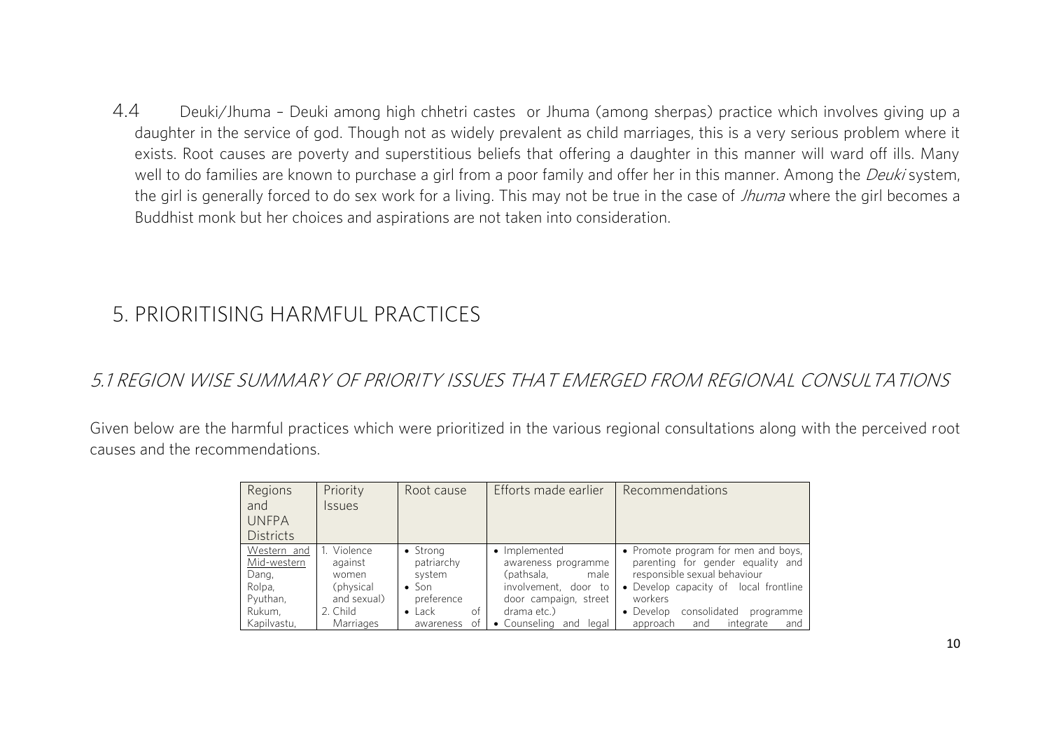4.4 Deuki/Jhuma – Deuki among high chhetri castes or Jhuma (among sherpas) practice which involves giving up a daughter in the service of god. Though not as widely prevalent as child marriages, this is a very serious problem where it exists. Root causes are poverty and superstitious beliefs that offering a daughter in this manner will ward off ills. Many well to do families are known to purchase a girl from a poor family and offer her in this manner. Among the *Deuki* system, the girl is generally forced to do sex work for a living. This may not be true in the case of *Jhuma* where the girl becomes a Buddhist monk but her choices and aspirations are not taken into consideration.

# 5. PRIORITISING HARMFUL PRACTICES

## *5.1 REGION WISE SUMMARY OF PRIORITY ISSUES THAT EMERGED FROM REGIONAL CONSULTATIONS*

Given below are the harmful practices which were prioritized in the various regional consultations along with the perceived root causes and the recommendations.

| Regions and UNFPA Districts | Priority Issues | Root cause | Efforts made earlier | Recommendations |
|---|---|---|---|---|
| Western and Mid-western<br>Dang,<br>Rolpa,<br>Pyuthan,<br>Rukum,<br>Kapilvastu, | 1. Violence against women (physical and sexual)<br>2. Child Marriages | • Strong patriarchy system<br>• Son preference<br>• Lack of awareness of | • Implemented awareness programme (pathsala, male involvement, door to door campaign, street drama etc.)<br>• Counseling and legal | • Promote program for men and boys, parenting for gender equality and responsible sexual behaviour<br>• Develop capacity of local frontline workers<br>• Develop consolidated programme approach and integrate and |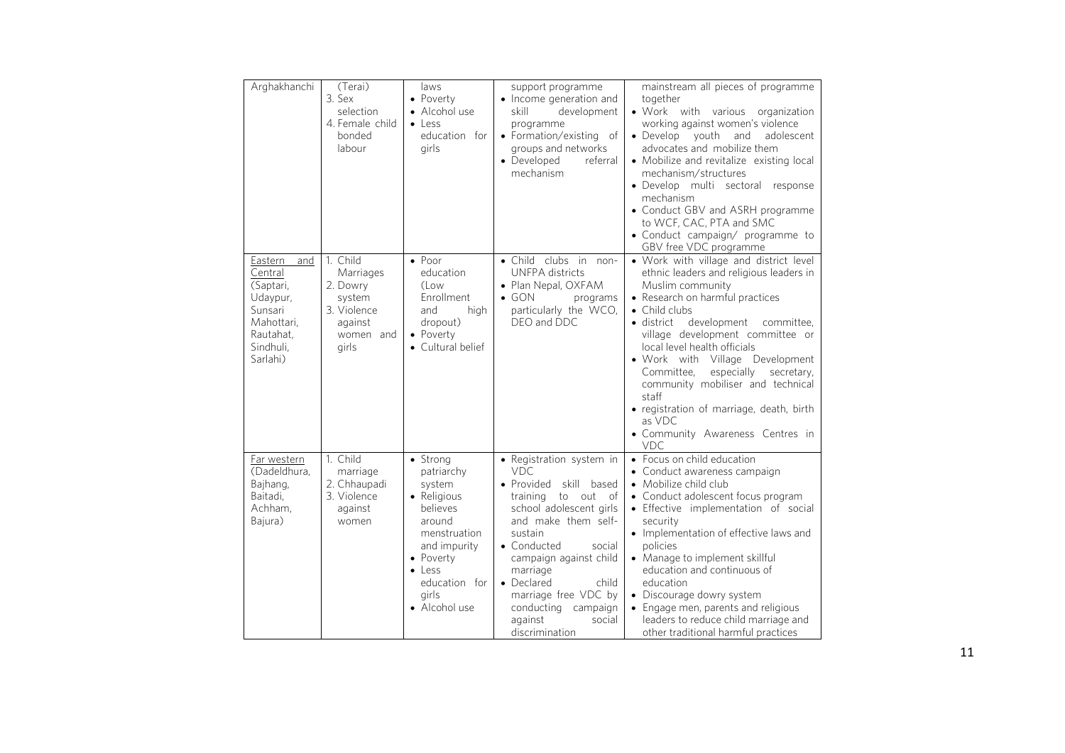| Arghakhanchi | (Terai)<br>3. Sex selection<br>4. Female child bonded labour | laws<br>• Poverty<br>• Alcohol use<br>• Less education for girls | support programme<br>• Income generation and skill development programme<br>• Formation/existing of groups and networks<br>• Developed referral mechanism | mainstream all pieces of programme together<br>• Work with various organization working against women's violence<br>• Develop youth and adolescent advocates and mobilize them<br>• Mobilize and revitalize existing local mechanism/structures<br>• Develop multi sectoral response mechanism<br>• Conduct GBV and ASRH programme to WCF, CAC, PTA and SMC<br>• Conduct campaign/ programme to GBV free VDC programme |
|---|---|---|---|---|
| Eastern and Central (Saptari, Udaypur, Sunsari Mahottari, Rautahat, Sindhuli, Sarlahi) | 1. Child Marriages<br>2. Dowry system<br>3. Violence against women and girls | • Poor education (Low Enrollment and high dropout)<br>• Poverty<br>• Cultural belief | • Child clubs in non-UNFPA districts<br>• Plan Nepal, OXFAM<br>• GON programs particularly the WCO, DEO and DDC | • Work with village and district level ethnic leaders and religious leaders in Muslim community<br>• Research on harmful practices<br>• Child clubs<br>• district development committee, village development committee or local level health officials<br>• Work with Village Development Committee, especially secretary, community mobiliser and technical staff<br>• registration of marriage, death, birth as VDC<br>• Community Awareness Centres in VDC |
| Far western (Dadeldhura, Bajhang, Baitadi, Achham, Bajura) | 1. Child marriage<br>2. Chhaupadi<br>3. Violence against women | • Strong patriarchy system<br>• Religious believes around menstruation and impurity<br>• Poverty<br>• Less education for girls<br>• Alcohol use | • Registration system in VDC<br>• Provided skill based training to out of school adolescent girls and make them self-sustain<br>• Conducted social campaign against child marriage<br>• Declared child marriage free VDC by conducting campaign against social discrimination | • Focus on child education<br>• Conduct awareness campaign<br>• Mobilize child club<br>• Conduct adolescent focus program<br>• Effective implementation of social security<br>• Implementation of effective laws and policies<br>• Manage to implement skillful education and continuous of education<br>• Discourage dowry system<br>• Engage men, parents and religious leaders to reduce child marriage and other traditional harmful practices |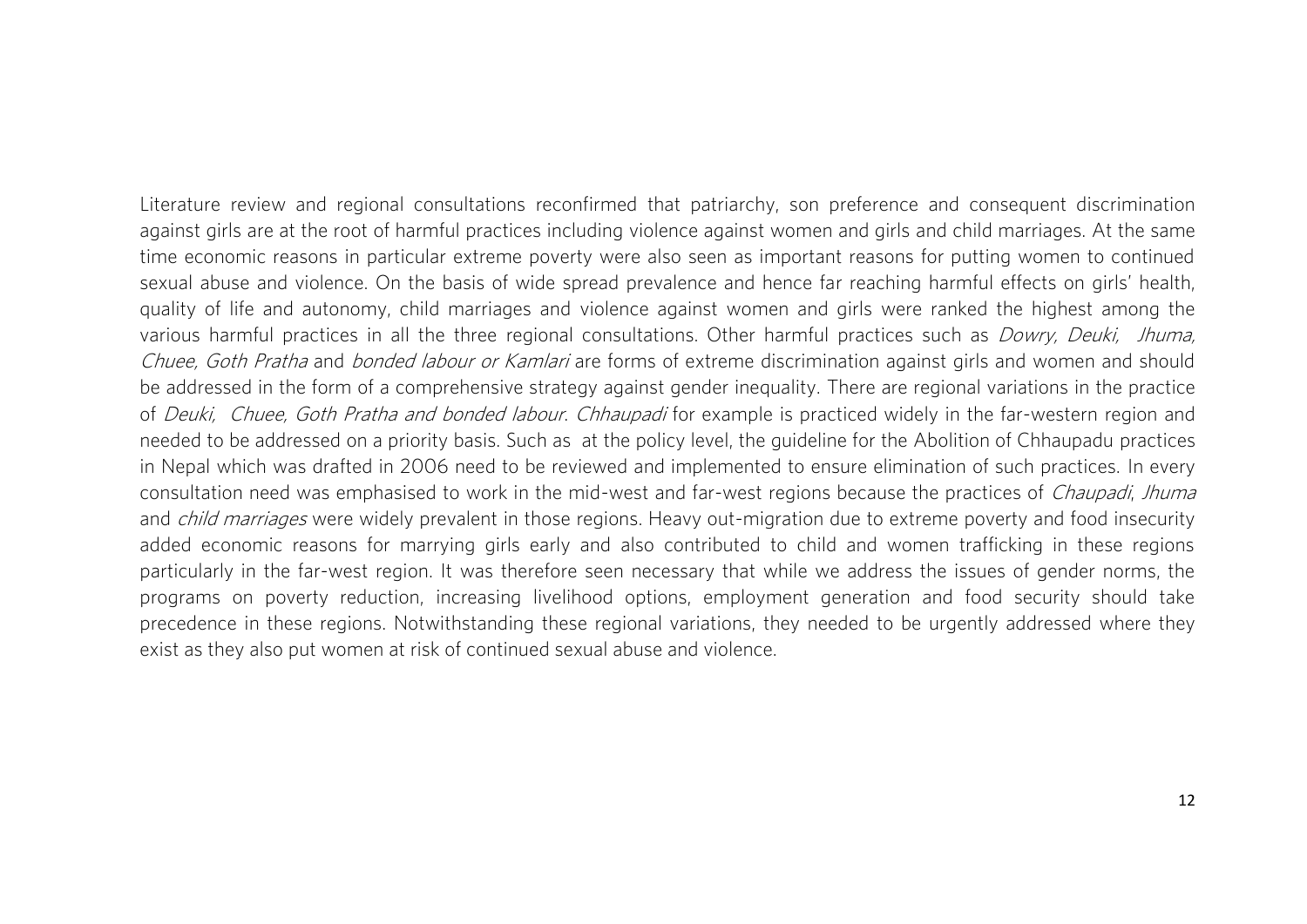Literature review and regional consultations reconfirmed that patriarchy, son preference and consequent discrimination against girls are at the root of harmful practices including violence against women and girls and child marriages. At the same time economic reasons in particular extreme poverty were also seen as important reasons for putting women to continued sexual abuse and violence. On the basis of wide spread prevalence and hence far reaching harmful effects on girls' health, quality of life and autonomy, child marriages and violence against women and girls were ranked the highest among the various harmful practices in all the three regional consultations. Other harmful practices such as *Dowry, Deuki, Jhuma, Chuee, Goth Pratha* and *bonded labour or Kamlari* are forms of extreme discrimination against girls and women and should be addressed in the form of a comprehensive strategy against gender inequality. There are regional variations in the practice of *Deuki, Chuee, Goth Pratha and bonded labour*. *Chhaupadi* for example is practiced widely in the far-western region and needed to be addressed on a priority basis. Such as at the policy level, the guideline for the Abolition of Chhaupadu practices in Nepal which was drafted in 2006 need to be reviewed and implemented to ensure elimination of such practices. In every consultation need was emphasised to work in the mid-west and far-west regions because the practices of *Chaupadi*, *Jhuma* and *child marriages* were widely prevalent in those regions. Heavy out-migration due to extreme poverty and food insecurity added economic reasons for marrying girls early and also contributed to child and women trafficking in these regions particularly in the far-west region. It was therefore seen necessary that while we address the issues of gender norms, the programs on poverty reduction, increasing livelihood options, employment generation and food security should take precedence in these regions. Notwithstanding these regional variations, they needed to be urgently addressed where they exist as they also put women at risk of continued sexual abuse and violence.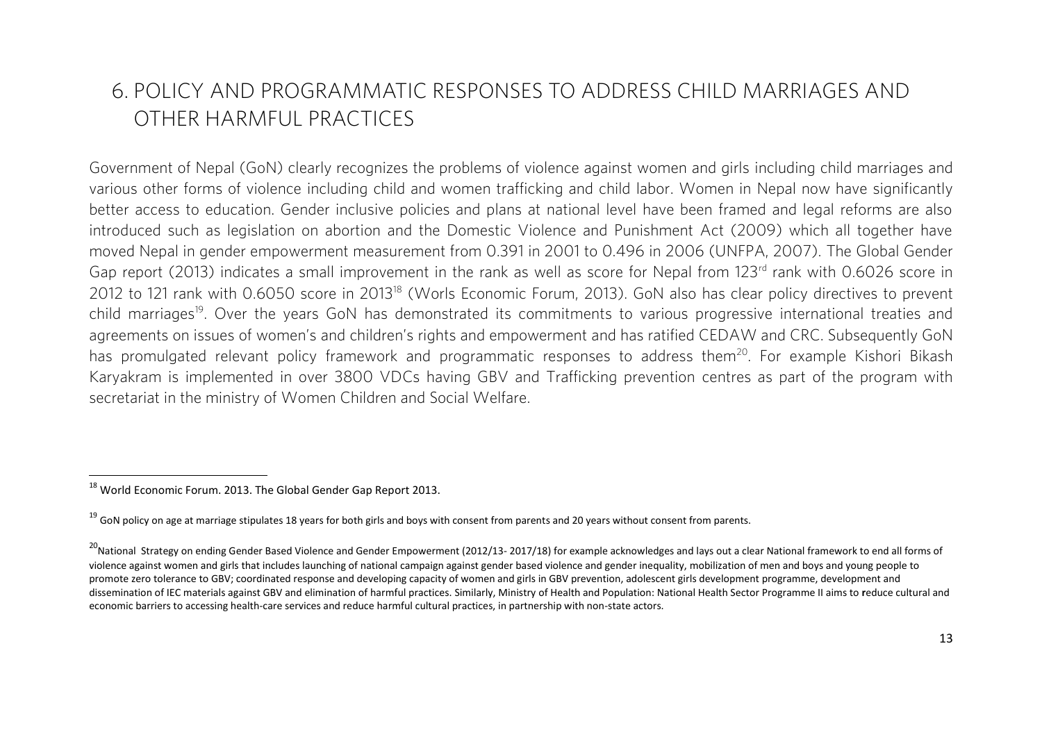# 6. POLICY AND PROGRAMMATIC RESPONSES TO ADDRESS CHILD MARRIAGES AND OTHER HARMFUL PRACTICES

Government of Nepal (GoN) clearly recognizes the problems of violence against women and girls including child marriages and various other forms of violence including child and women trafficking and child labor. Women in Nepal now have significantly better access to education. Gender inclusive policies and plans at national level have been framed and legal reforms are also introduced such as legislation on abortion and the Domestic Violence and Punishment Act (2009) which all together have moved Nepal in gender empowerment measurement from 0.391 in 2001 to 0.496 in 2006 (UNFPA, 2007). The Global Gender Gap report (2013) indicates a small improvement in the rank as well as score for Nepal from 123rd rank with 0.6026 score in 2012 to 121 rank with 0.6050 score in 2013[18] (Worls Economic Forum, 2013). GoN also has clear policy directives to prevent child marriages[19]. Over the years GoN has demonstrated its commitments to various progressive international treaties and agreements on issues of women's and children's rights and empowerment and has ratified CEDAW and CRC. Subsequently GoN has promulgated relevant policy framework and programmatic responses to address them[20]. For example Kishori Bikash Karyakram is implemented in over 3800 VDCs having GBV and Trafficking prevention centres as part of the program with secretariat in the ministry of Women Children and Social Welfare.

---

[18] World Economic Forum. 2013. The Global Gender Gap Report 2013.

[19] GoN policy on age at marriage stipulates 18 years for both girls and boys with consent from parents and 20 years without consent from parents.

[20] National Strategy on ending Gender Based Violence and Gender Empowerment (2012/13- 2017/18) for example acknowledges and lays out a clear National framework to end all forms of violence against women and girls that includes launching of national campaign against gender based violence and gender inequality, mobilization of men and boys and young people to promote zero tolerance to GBV; coordinated response and developing capacity of women and girls in GBV prevention, adolescent girls development programme, development and dissemination of IEC materials against GBV and elimination of harmful practices. Similarly, Ministry of Health and Population: National Health Sector Programme II aims to reduce cultural and economic barriers to accessing health-care services and reduce harmful cultural practices, in partnership with non-state actors.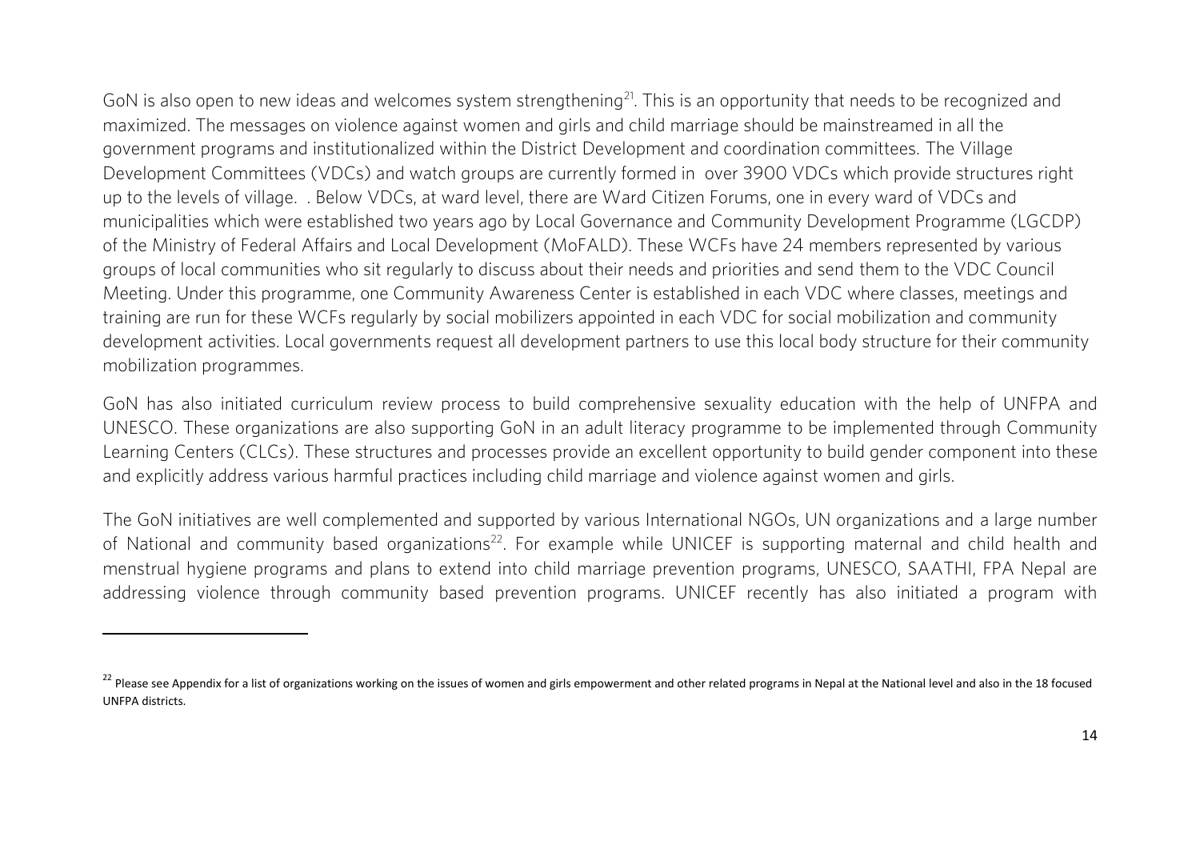GoN is also open to new ideas and welcomes system strengthening[21]. This is an opportunity that needs to be recognized and maximized. The messages on violence against women and girls and child marriage should be mainstreamed in all the government programs and institutionalized within the District Development and coordination committees. The Village Development Committees (VDCs) and watch groups are currently formed in over 3900 VDCs which provide structures right up to the levels of village. . Below VDCs, at ward level, there are Ward Citizen Forums, one in every ward of VDCs and municipalities which were established two years ago by Local Governance and Community Development Programme (LGCDP) of the Ministry of Federal Affairs and Local Development (MoFALD). These WCFs have 24 members represented by various groups of local communities who sit regularly to discuss about their needs and priorities and send them to the VDC Council Meeting. Under this programme, one Community Awareness Center is established in each VDC where classes, meetings and training are run for these WCFs regularly by social mobilizers appointed in each VDC for social mobilization and community development activities. Local governments request all development partners to use this local body structure for their community mobilization programmes.

GoN has also initiated curriculum review process to build comprehensive sexuality education with the help of UNFPA and UNESCO. These organizations are also supporting GoN in an adult literacy programme to be implemented through Community Learning Centers (CLCs). These structures and processes provide an excellent opportunity to build gender component into these and explicitly address various harmful practices including child marriage and violence against women and girls.

The GoN initiatives are well complemented and supported by various International NGOs, UN organizations and a large number of National and community based organizations[22]. For example while UNICEF is supporting maternal and child health and menstrual hygiene programs and plans to extend into child marriage prevention programs, UNESCO, SAATHI, FPA Nepal are addressing violence through community based prevention programs. UNICEF recently has also initiated a program with

---

[22] Please see Appendix for a list of organizations working on the issues of women and girls empowerment and other related programs in Nepal at the National level and also in the 18 focused UNFPA districts.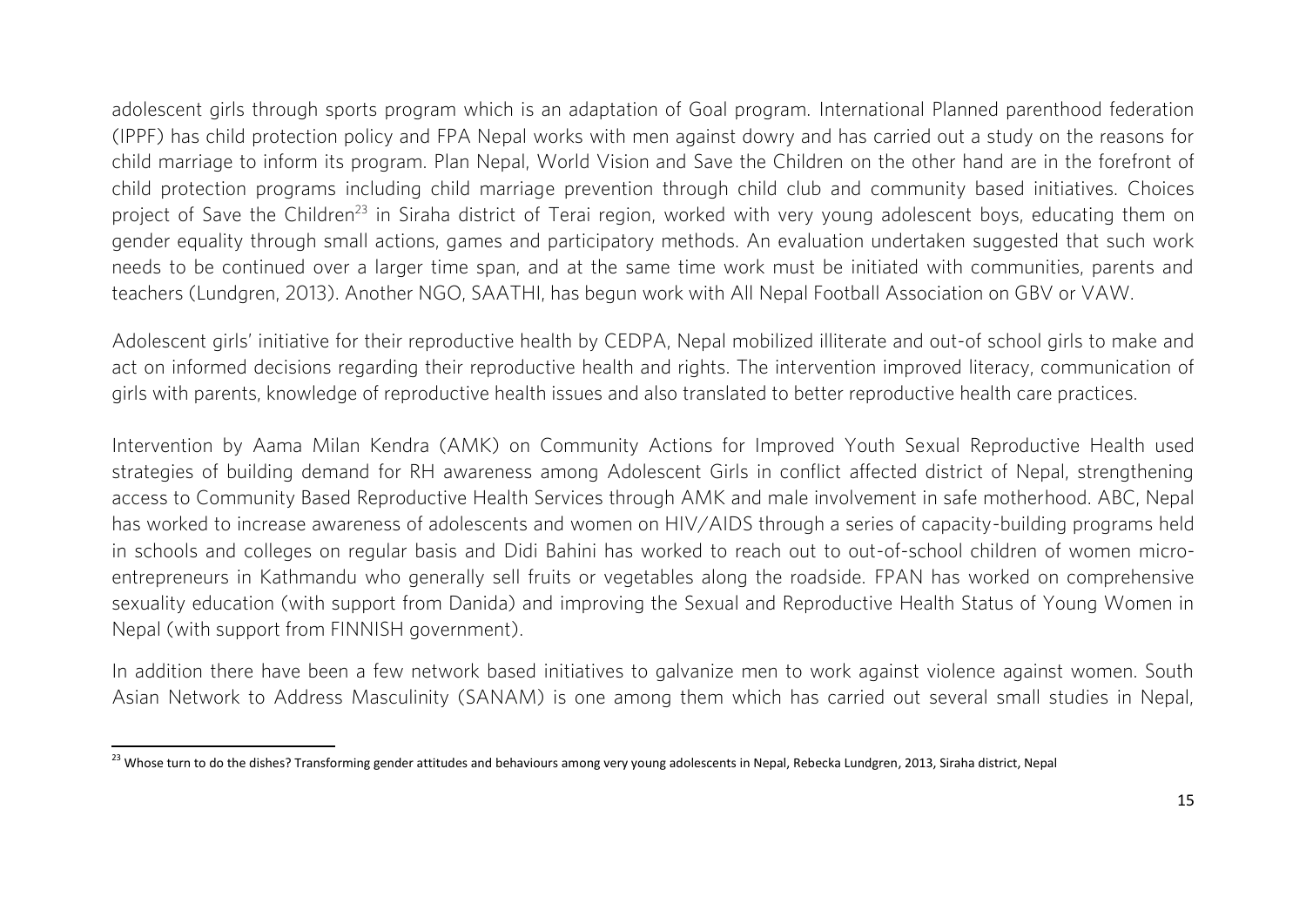adolescent girls through sports program which is an adaptation of Goal program. International Planned parenthood federation (IPPF) has child protection policy and FPA Nepal works with men against dowry and has carried out a study on the reasons for child marriage to inform its program. Plan Nepal, World Vision and Save the Children on the other hand are in the forefront of child protection programs including child marriage prevention through child club and community based initiatives. Choices project of Save the Children[23] in Siraha district of Terai region, worked with very young adolescent boys, educating them on gender equality through small actions, games and participatory methods. An evaluation undertaken suggested that such work needs to be continued over a larger time span, and at the same time work must be initiated with communities, parents and teachers (Lundgren, 2013). Another NGO, SAATHI, has begun work with All Nepal Football Association on GBV or VAW.

Adolescent girls' initiative for their reproductive health by CEDPA, Nepal mobilized illiterate and out-of school girls to make and act on informed decisions regarding their reproductive health and rights. The intervention improved literacy, communication of girls with parents, knowledge of reproductive health issues and also translated to better reproductive health care practices.

Intervention by Aama Milan Kendra (AMK) on Community Actions for Improved Youth Sexual Reproductive Health used strategies of building demand for RH awareness among Adolescent Girls in conflict affected district of Nepal, strengthening access to Community Based Reproductive Health Services through AMK and male involvement in safe motherhood. ABC, Nepal has worked to increase awareness of adolescents and women on HIV/AIDS through a series of capacity-building programs held in schools and colleges on regular basis and Didi Bahini has worked to reach out to out-of-school children of women micro-entrepreneurs in Kathmandu who generally sell fruits or vegetables along the roadside. FPAN has worked on comprehensive sexuality education (with support from Danida) and improving the Sexual and Reproductive Health Status of Young Women in Nepal (with support from FINNISH government).

In addition there have been a few network based initiatives to galvanize men to work against violence against women. South Asian Network to Address Masculinity (SANAM) is one among them which has carried out several small studies in Nepal,

[23] Whose turn to do the dishes? Transforming gender attitudes and behaviours among very young adolescents in Nepal, Rebecka Lundgren, 2013, Siraha district, Nepal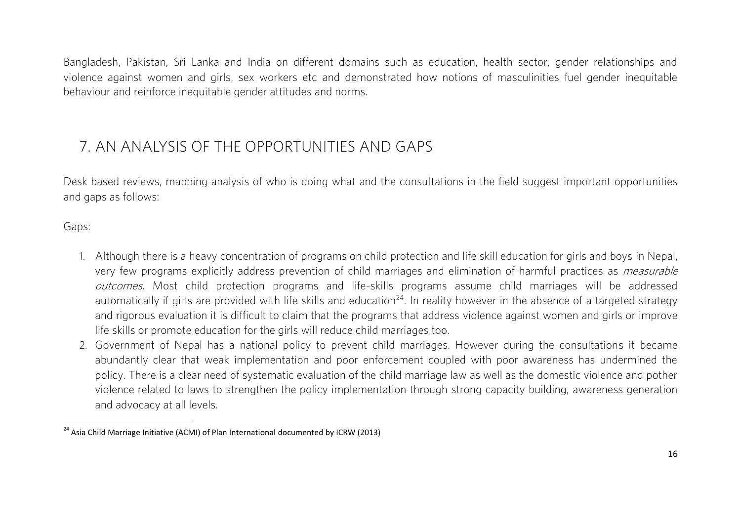Bangladesh, Pakistan, Sri Lanka and India on different domains such as education, health sector, gender relationships and violence against women and girls, sex workers etc and demonstrated how notions of masculinities fuel gender inequitable behaviour and reinforce inequitable gender attitudes and norms.

## 7. AN ANALYSIS OF THE OPPORTUNITIES AND GAPS

Desk based reviews, mapping analysis of who is doing what and the consultations in the field suggest important opportunities and gaps as follows:

Gaps:

1. Although there is a heavy concentration of programs on child protection and life skill education for girls and boys in Nepal, very few programs explicitly address prevention of child marriages and elimination of harmful practices as *measurable outcomes*. Most child protection programs and life-skills programs assume child marriages will be addressed automatically if girls are provided with life skills and education[24]. In reality however in the absence of a targeted strategy and rigorous evaluation it is difficult to claim that the programs that address violence against women and girls or improve life skills or promote education for the girls will reduce child marriages too.
2. Government of Nepal has a national policy to prevent child marriages. However during the consultations it became abundantly clear that weak implementation and poor enforcement coupled with poor awareness has undermined the policy. There is a clear need of systematic evaluation of the child marriage law as well as the domestic violence and pother violence related to laws to strengthen the policy implementation through strong capacity building, awareness generation and advocacy at all levels.

[24] Asia Child Marriage Initiative (ACMI) of Plan International documented by ICRW (2013)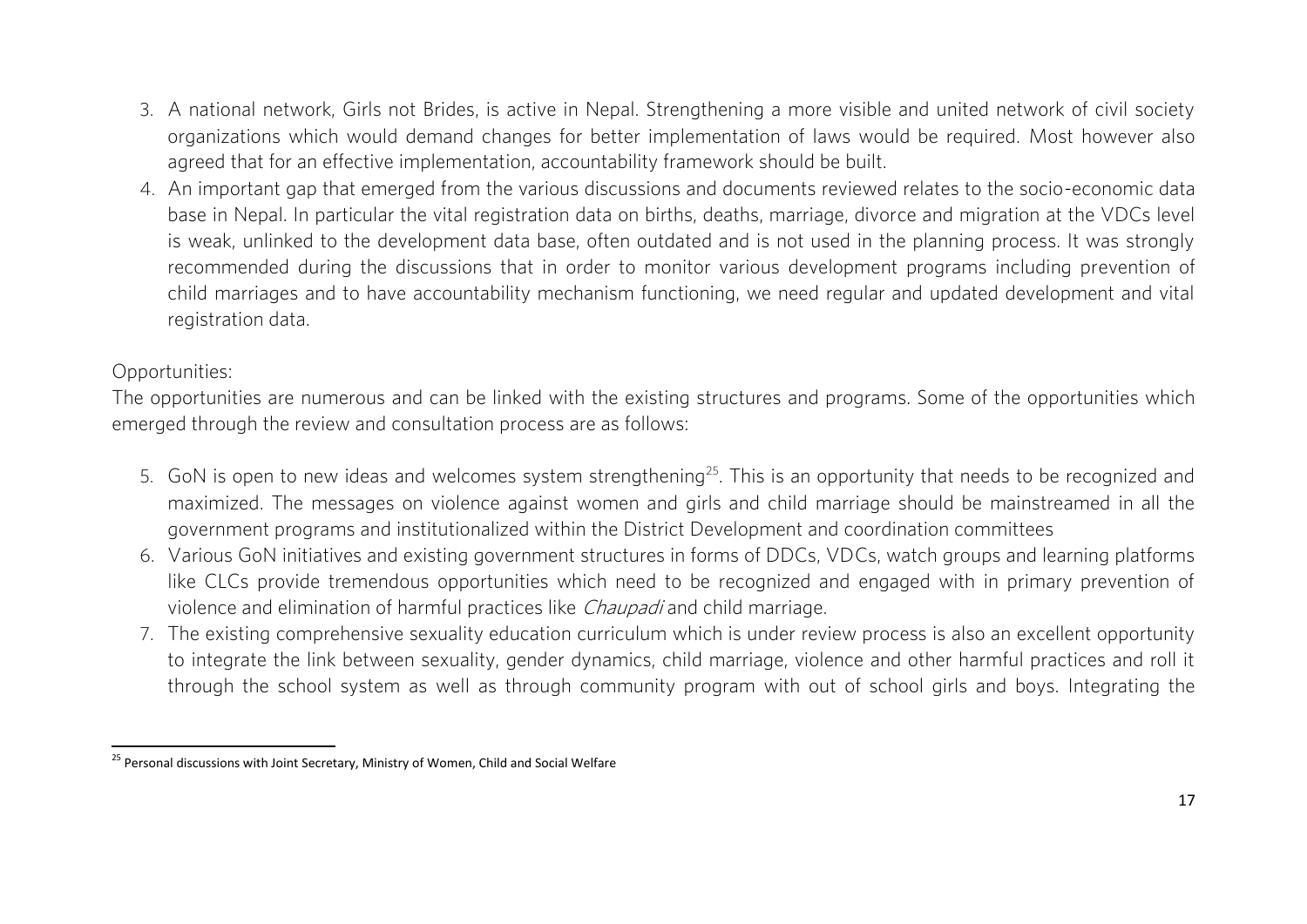3. A national network, Girls not Brides, is active in Nepal. Strengthening a more visible and united network of civil society organizations which would demand changes for better implementation of laws would be required. Most however also agreed that for an effective implementation, accountability framework should be built.
4. An important gap that emerged from the various discussions and documents reviewed relates to the socio-economic data base in Nepal. In particular the vital registration data on births, deaths, marriage, divorce and migration at the VDCs level is weak, unlinked to the development data base, often outdated and is not used in the planning process. It was strongly recommended during the discussions that in order to monitor various development programs including prevention of child marriages and to have accountability mechanism functioning, we need regular and updated development and vital registration data.

Opportunities:

The opportunities are numerous and can be linked with the existing structures and programs. Some of the opportunities which emerged through the review and consultation process are as follows:

5. GoN is open to new ideas and welcomes system strengthening[25]. This is an opportunity that needs to be recognized and maximized. The messages on violence against women and girls and child marriage should be mainstreamed in all the government programs and institutionalized within the District Development and coordination committees
6. Various GoN initiatives and existing government structures in forms of DDCs, VDCs, watch groups and learning platforms like CLCs provide tremendous opportunities which need to be recognized and engaged with in primary prevention of violence and elimination of harmful practices like *Chaupadi* and child marriage.
7. The existing comprehensive sexuality education curriculum which is under review process is also an excellent opportunity to integrate the link between sexuality, gender dynamics, child marriage, violence and other harmful practices and roll it through the school system as well as through community program with out of school girls and boys. Integrating the

[25] Personal discussions with Joint Secretary, Ministry of Women, Child and Social Welfare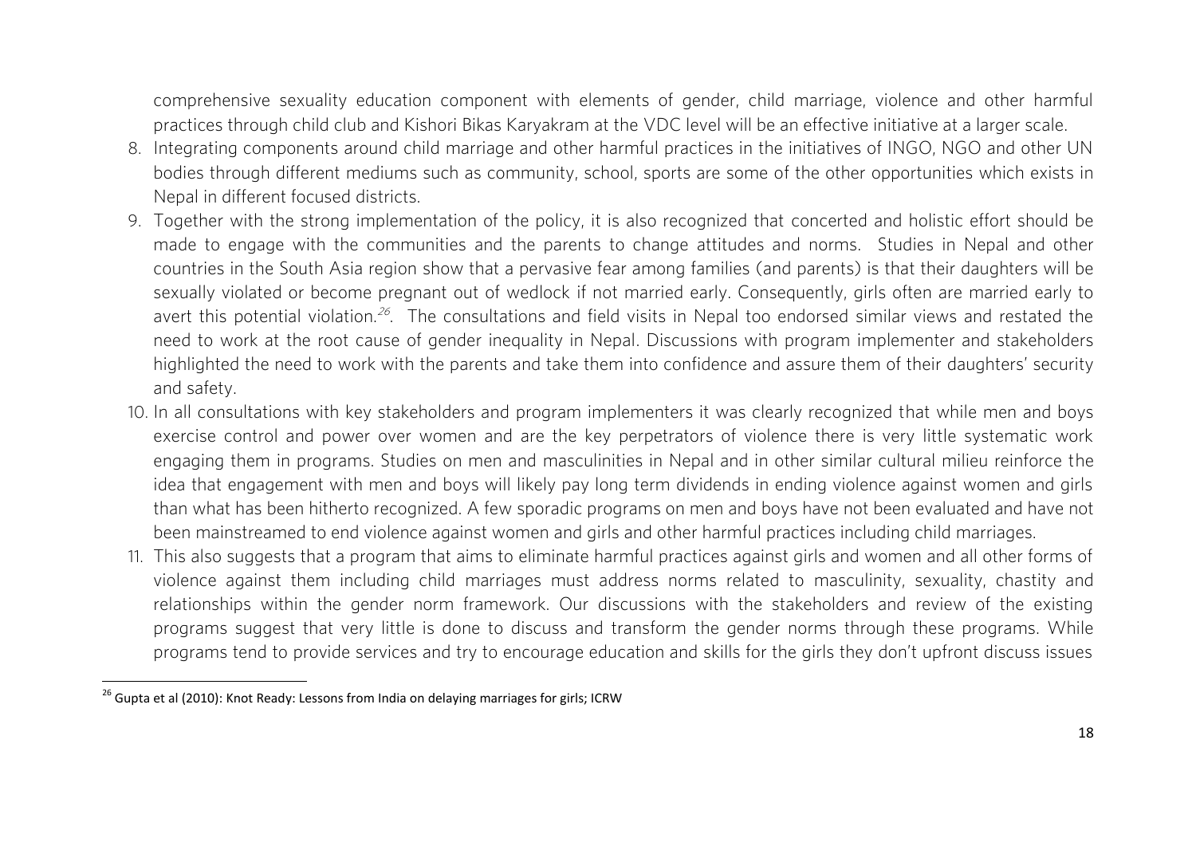comprehensive sexuality education component with elements of gender, child marriage, violence and other harmful practices through child club and Kishori Bikas Karyakram at the VDC level will be an effective initiative at a larger scale.

8. Integrating components around child marriage and other harmful practices in the initiatives of INGO, NGO and other UN bodies through different mediums such as community, school, sports are some of the other opportunities which exists in Nepal in different focused districts.
9. Together with the strong implementation of the policy, it is also recognized that concerted and holistic effort should be made to engage with the communities and the parents to change attitudes and norms. Studies in Nepal and other countries in the South Asia region show that a pervasive fear among families (and parents) is that their daughters will be sexually violated or become pregnant out of wedlock if not married early. Consequently, girls often are married early to avert this potential violation.[26]. The consultations and field visits in Nepal too endorsed similar views and restated the need to work at the root cause of gender inequality in Nepal. Discussions with program implementer and stakeholders highlighted the need to work with the parents and take them into confidence and assure them of their daughters' security and safety.
10. In all consultations with key stakeholders and program implementers it was clearly recognized that while men and boys exercise control and power over women and are the key perpetrators of violence there is very little systematic work engaging them in programs. Studies on men and masculinities in Nepal and in other similar cultural milieu reinforce the idea that engagement with men and boys will likely pay long term dividends in ending violence against women and girls than what has been hitherto recognized. A few sporadic programs on men and boys have not been evaluated and have not been mainstreamed to end violence against women and girls and other harmful practices including child marriages.
11. This also suggests that a program that aims to eliminate harmful practices against girls and women and all other forms of violence against them including child marriages must address norms related to masculinity, sexuality, chastity and relationships within the gender norm framework. Our discussions with the stakeholders and review of the existing programs suggest that very little is done to discuss and transform the gender norms through these programs. While programs tend to provide services and try to encourage education and skills for the girls they don't upfront discuss issues

[26] Gupta et al (2010): Knot Ready: Lessons from India on delaying marriages for girls; ICRW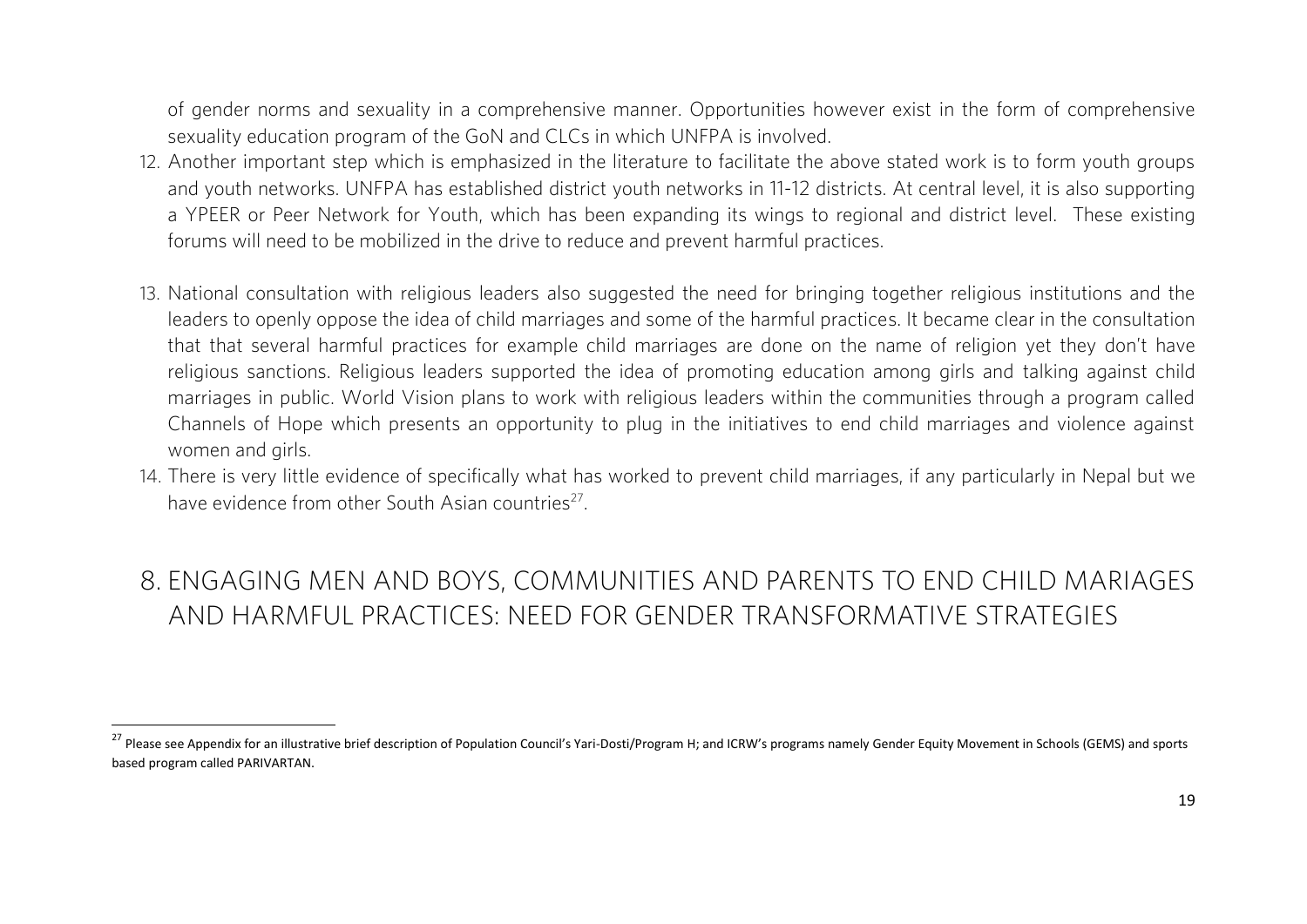of gender norms and sexuality in a comprehensive manner. Opportunities however exist in the form of comprehensive sexuality education program of the GoN and CLCs in which UNFPA is involved.

12. Another important step which is emphasized in the literature to facilitate the above stated work is to form youth groups and youth networks. UNFPA has established district youth networks in 11-12 districts. At central level, it is also supporting a YPEER or Peer Network for Youth, which has been expanding its wings to regional and district level. These existing forums will need to be mobilized in the drive to reduce and prevent harmful practices.

13. National consultation with religious leaders also suggested the need for bringing together religious institutions and the leaders to openly oppose the idea of child marriages and some of the harmful practices. It became clear in the consultation that that several harmful practices for example child marriages are done on the name of religion yet they don't have religious sanctions. Religious leaders supported the idea of promoting education among girls and talking against child marriages in public. World Vision plans to work with religious leaders within the communities through a program called Channels of Hope which presents an opportunity to plug in the initiatives to end child marriages and violence against women and girls.
14. There is very little evidence of specifically what has worked to prevent child marriages, if any particularly in Nepal but we have evidence from other South Asian countries[27].

# 8. ENGAGING MEN AND BOYS, COMMUNITIES AND PARENTS TO END CHILD MARIAGES AND HARMFUL PRACTICES: NEED FOR GENDER TRANSFORMATIVE STRATEGIES

[27] Please see Appendix for an illustrative brief description of Population Council's Yari-Dosti/Program H; and ICRW's programs namely Gender Equity Movement in Schools (GEMS) and sports based program called PARIVARTAN.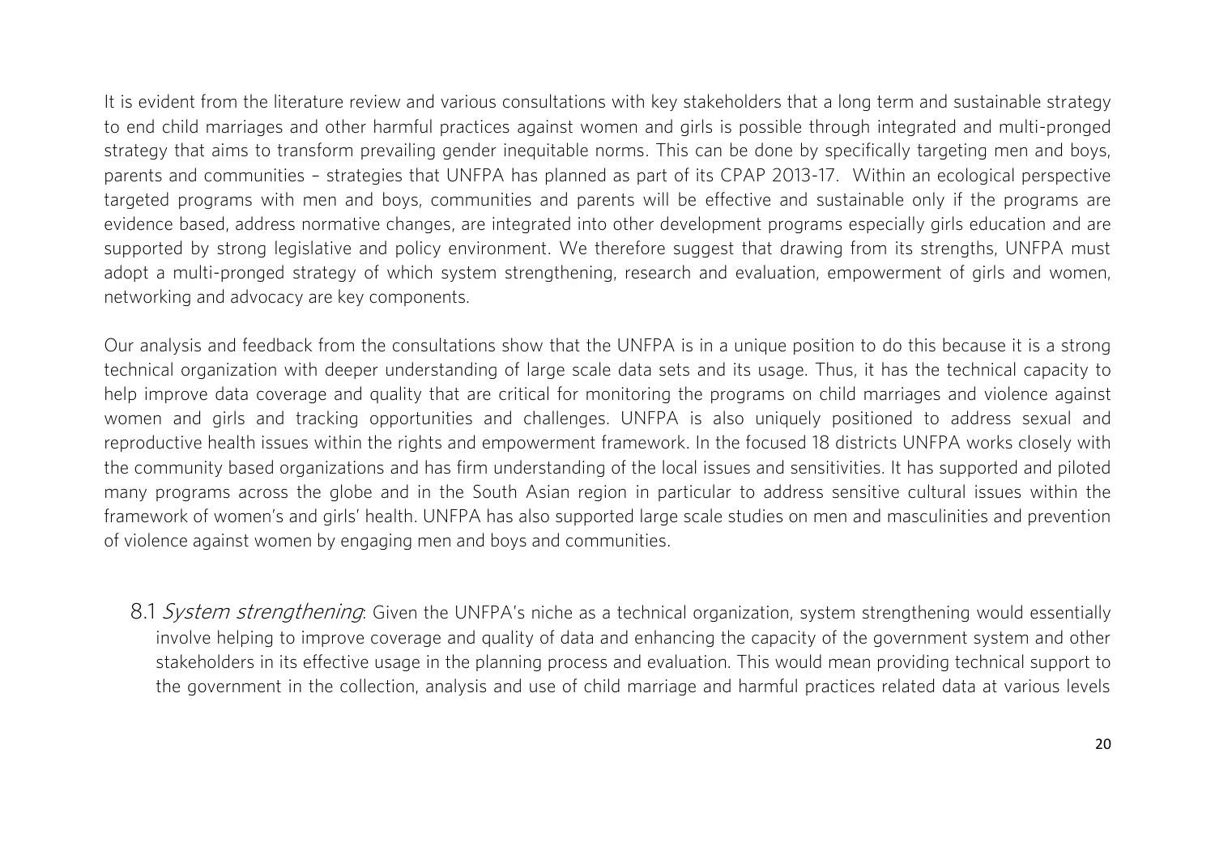It is evident from the literature review and various consultations with key stakeholders that a long term and sustainable strategy to end child marriages and other harmful practices against women and girls is possible through integrated and multi-pronged strategy that aims to transform prevailing gender inequitable norms. This can be done by specifically targeting men and boys, parents and communities – strategies that UNFPA has planned as part of its CPAP 2013-17. Within an ecological perspective targeted programs with men and boys, communities and parents will be effective and sustainable only if the programs are evidence based, address normative changes, are integrated into other development programs especially girls education and are supported by strong legislative and policy environment. We therefore suggest that drawing from its strengths, UNFPA must adopt a multi-pronged strategy of which system strengthening, research and evaluation, empowerment of girls and women, networking and advocacy are key components.

Our analysis and feedback from the consultations show that the UNFPA is in a unique position to do this because it is a strong technical organization with deeper understanding of large scale data sets and its usage. Thus, it has the technical capacity to help improve data coverage and quality that are critical for monitoring the programs on child marriages and violence against women and girls and tracking opportunities and challenges. UNFPA is also uniquely positioned to address sexual and reproductive health issues within the rights and empowerment framework. In the focused 18 districts UNFPA works closely with the community based organizations and has firm understanding of the local issues and sensitivities. It has supported and piloted many programs across the globe and in the South Asian region in particular to address sensitive cultural issues within the framework of women's and girls' health. UNFPA has also supported large scale studies on men and masculinities and prevention of violence against women by engaging men and boys and communities.

8.1 *System strengthening*: Given the UNFPA's niche as a technical organization, system strengthening would essentially involve helping to improve coverage and quality of data and enhancing the capacity of the government system and other stakeholders in its effective usage in the planning process and evaluation. This would mean providing technical support to the government in the collection, analysis and use of child marriage and harmful practices related data at various levels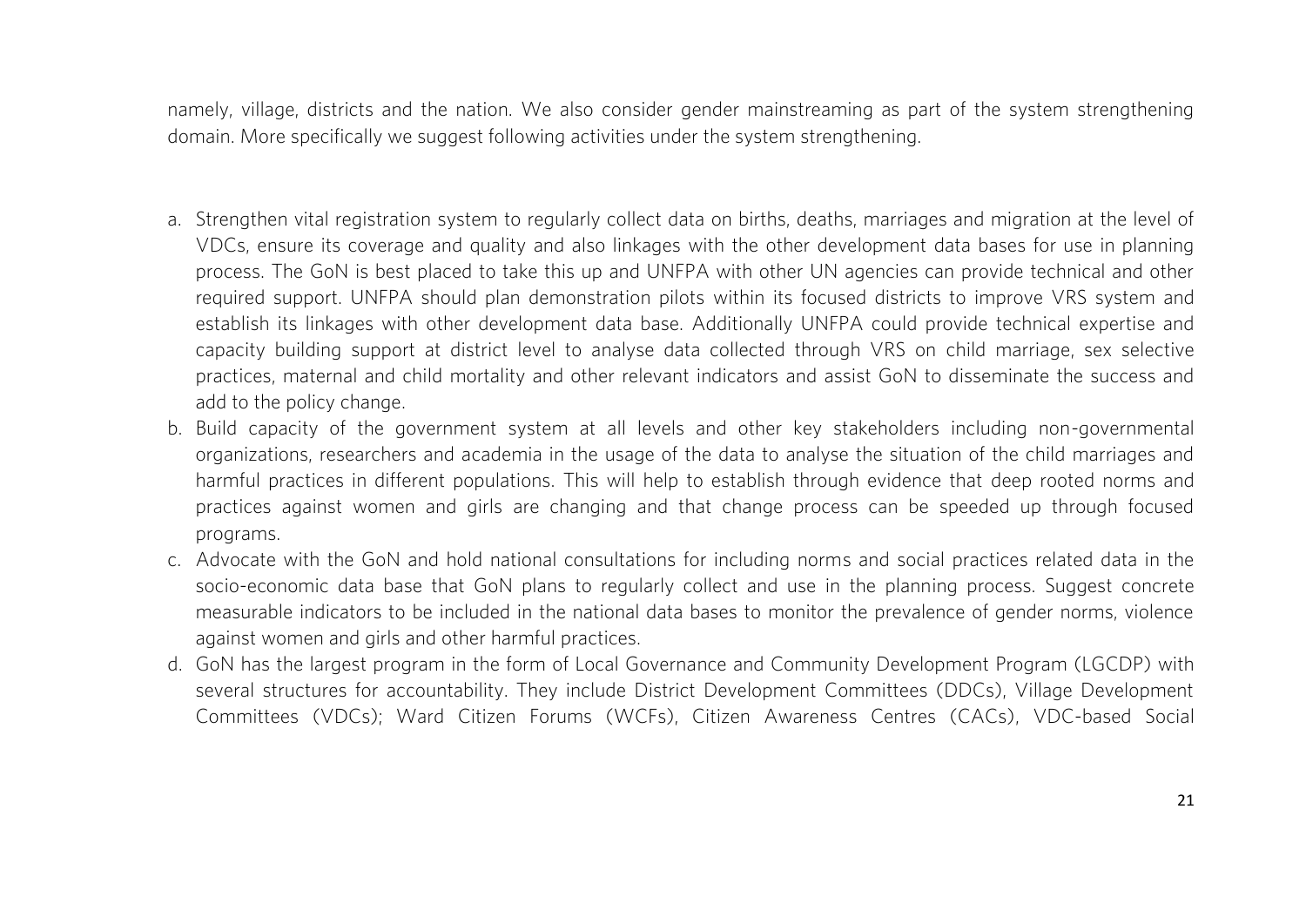namely, village, districts and the nation. We also consider gender mainstreaming as part of the system strengthening domain. More specifically we suggest following activities under the system strengthening.

a. Strengthen vital registration system to regularly collect data on births, deaths, marriages and migration at the level of VDCs, ensure its coverage and quality and also linkages with the other development data bases for use in planning process. The GoN is best placed to take this up and UNFPA with other UN agencies can provide technical and other required support. UNFPA should plan demonstration pilots within its focused districts to improve VRS system and establish its linkages with other development data base. Additionally UNFPA could provide technical expertise and capacity building support at district level to analyse data collected through VRS on child marriage, sex selective practices, maternal and child mortality and other relevant indicators and assist GoN to disseminate the success and add to the policy change.
b. Build capacity of the government system at all levels and other key stakeholders including non-governmental organizations, researchers and academia in the usage of the data to analyse the situation of the child marriages and harmful practices in different populations. This will help to establish through evidence that deep rooted norms and practices against women and girls are changing and that change process can be speeded up through focused programs.
c. Advocate with the GoN and hold national consultations for including norms and social practices related data in the socio-economic data base that GoN plans to regularly collect and use in the planning process. Suggest concrete measurable indicators to be included in the national data bases to monitor the prevalence of gender norms, violence against women and girls and other harmful practices.
d. GoN has the largest program in the form of Local Governance and Community Development Program (LGCDP) with several structures for accountability. They include District Development Committees (DDCs), Village Development Committees (VDCs); Ward Citizen Forums (WCFs), Citizen Awareness Centres (CACs), VDC-based Social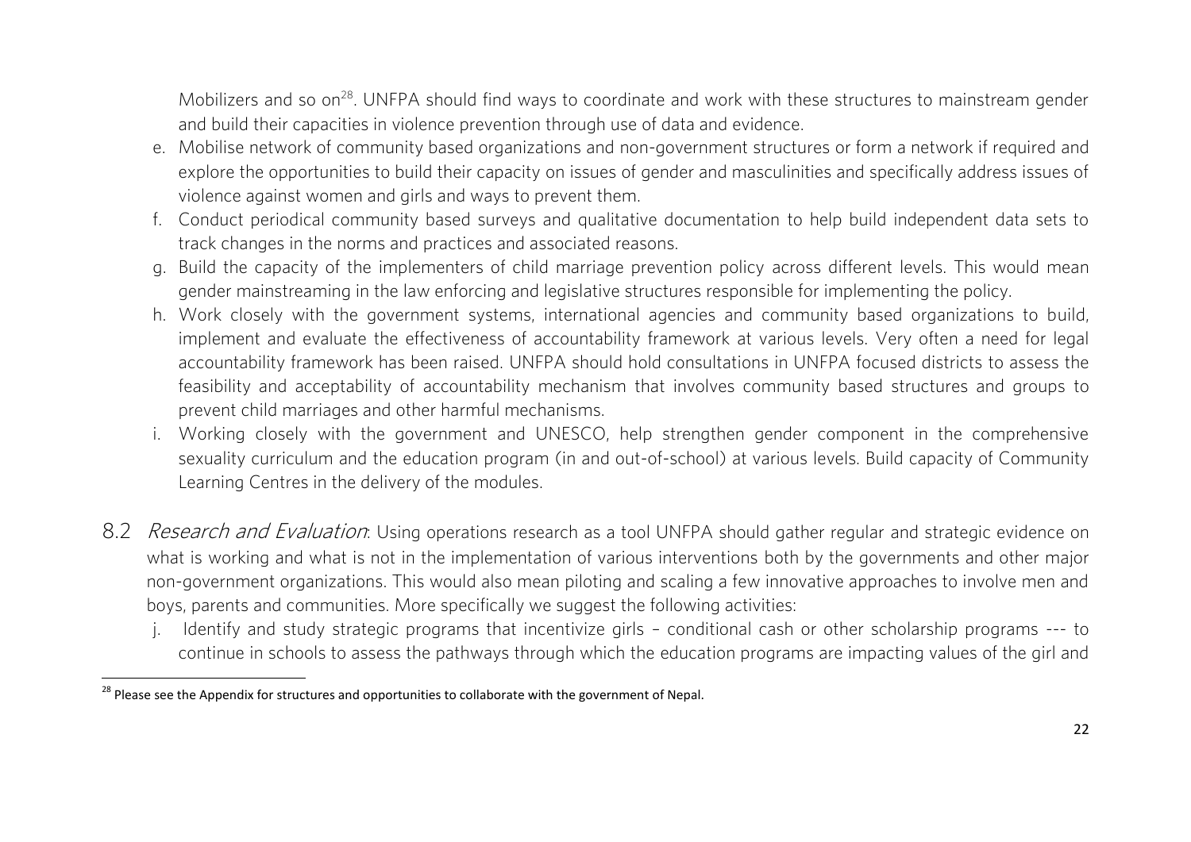Mobilizers and so on[28]. UNFPA should find ways to coordinate and work with these structures to mainstream gender and build their capacities in violence prevention through use of data and evidence.

e. Mobilise network of community based organizations and non-government structures or form a network if required and explore the opportunities to build their capacity on issues of gender and masculinities and specifically address issues of violence against women and girls and ways to prevent them.

f. Conduct periodical community based surveys and qualitative documentation to help build independent data sets to track changes in the norms and practices and associated reasons.

g. Build the capacity of the implementers of child marriage prevention policy across different levels. This would mean gender mainstreaming in the law enforcing and legislative structures responsible for implementing the policy.

h. Work closely with the government systems, international agencies and community based organizations to build, implement and evaluate the effectiveness of accountability framework at various levels. Very often a need for legal accountability framework has been raised. UNFPA should hold consultations in UNFPA focused districts to assess the feasibility and acceptability of accountability mechanism that involves community based structures and groups to prevent child marriages and other harmful mechanisms.

i. Working closely with the government and UNESCO, help strengthen gender component in the comprehensive sexuality curriculum and the education program (in and out-of-school) at various levels. Build capacity of Community Learning Centres in the delivery of the modules.

8.2 *Research and Evaluation*: Using operations research as a tool UNFPA should gather regular and strategic evidence on what is working and what is not in the implementation of various interventions both by the governments and other major non-government organizations. This would also mean piloting and scaling a few innovative approaches to involve men and boys, parents and communities. More specifically we suggest the following activities:

j. Identify and study strategic programs that incentivize girls – conditional cash or other scholarship programs --- to continue in schools to assess the pathways through which the education programs are impacting values of the girl and

---

[28] Please see the Appendix for structures and opportunities to collaborate with the government of Nepal.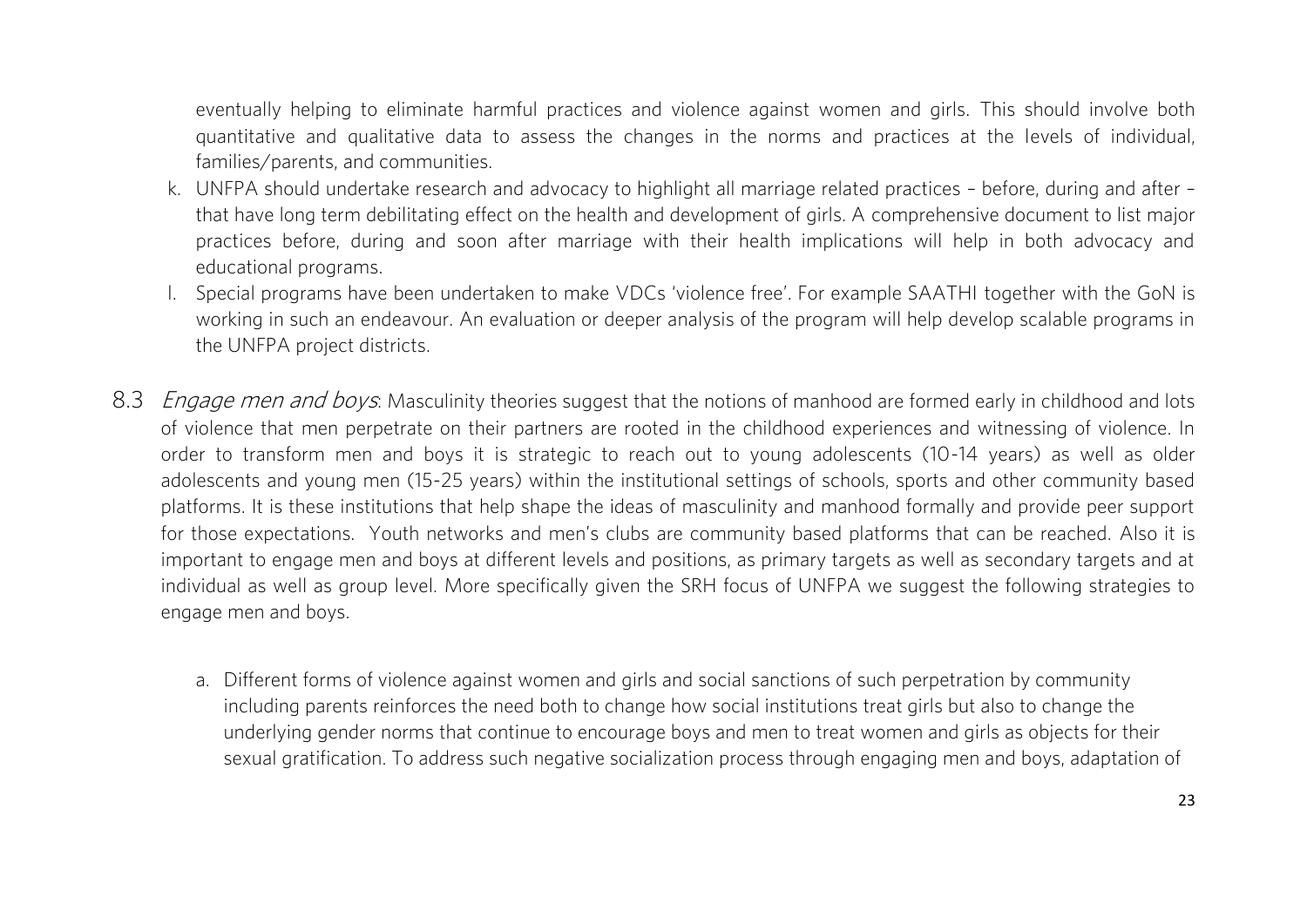eventually helping to eliminate harmful practices and violence against women and girls. This should involve both quantitative and qualitative data to assess the changes in the norms and practices at the levels of individual, families/parents, and communities.

k. UNFPA should undertake research and advocacy to highlight all marriage related practices – before, during and after – that have long term debilitating effect on the health and development of girls. A comprehensive document to list major practices before, during and soon after marriage with their health implications will help in both advocacy and educational programs.

l. Special programs have been undertaken to make VDCs 'violence free'. For example SAATHI together with the GoN is working in such an endeavour. An evaluation or deeper analysis of the program will help develop scalable programs in the UNFPA project districts.

8.3 *Engage men and boys*: Masculinity theories suggest that the notions of manhood are formed early in childhood and lots of violence that men perpetrate on their partners are rooted in the childhood experiences and witnessing of violence. In order to transform men and boys it is strategic to reach out to young adolescents (10-14 years) as well as older adolescents and young men (15-25 years) within the institutional settings of schools, sports and other community based platforms. It is these institutions that help shape the ideas of masculinity and manhood formally and provide peer support for those expectations. Youth networks and men's clubs are community based platforms that can be reached. Also it is important to engage men and boys at different levels and positions, as primary targets as well as secondary targets and at individual as well as group level. More specifically given the SRH focus of UNFPA we suggest the following strategies to engage men and boys.

a. Different forms of violence against women and girls and social sanctions of such perpetration by community including parents reinforces the need both to change how social institutions treat girls but also to change the underlying gender norms that continue to encourage boys and men to treat women and girls as objects for their sexual gratification. To address such negative socialization process through engaging men and boys, adaptation of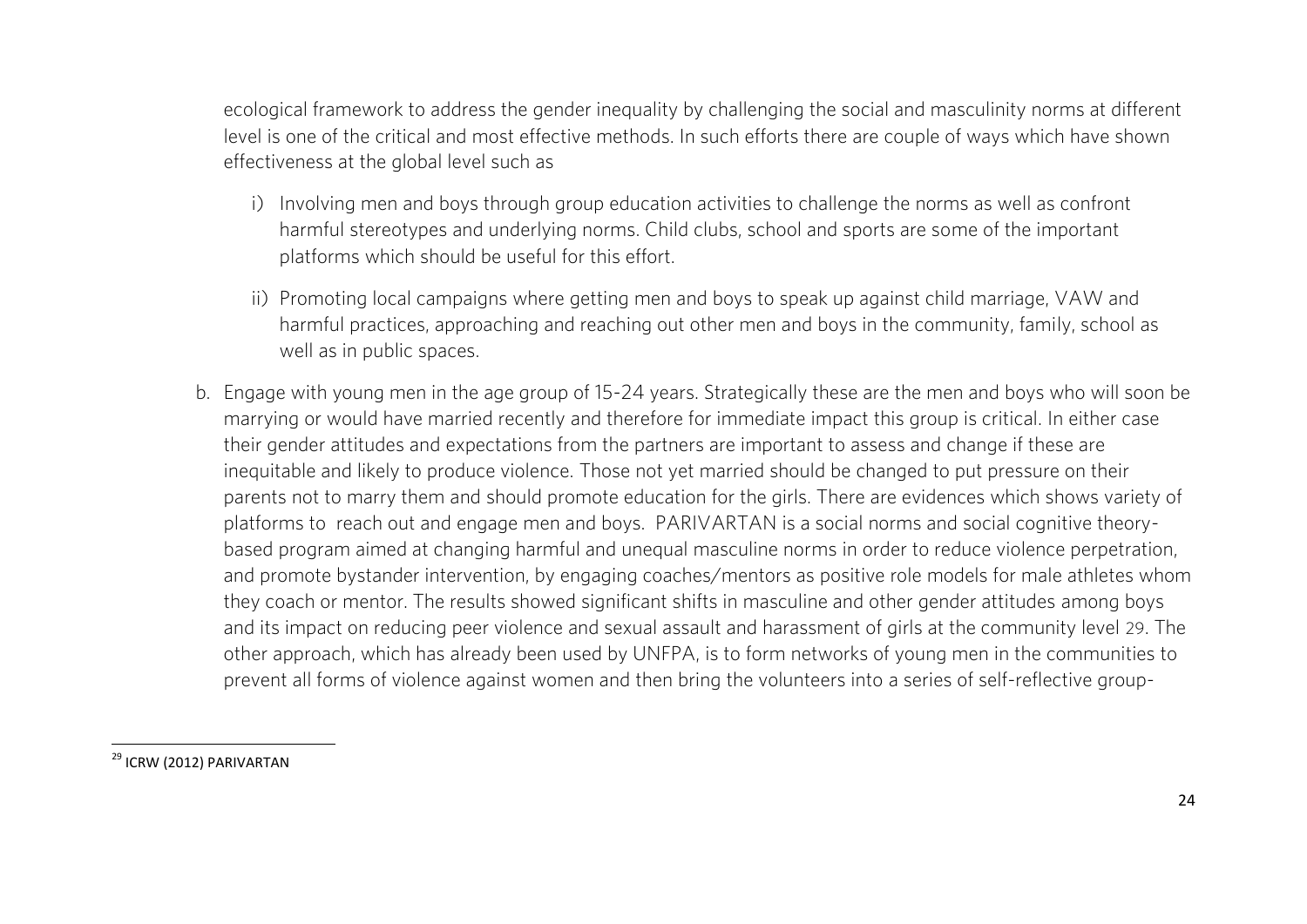ecological framework to address the gender inequality by challenging the social and masculinity norms at different level is one of the critical and most effective methods. In such efforts there are couple of ways which have shown effectiveness at the global level such as

i) Involving men and boys through group education activities to challenge the norms as well as confront harmful stereotypes and underlying norms. Child clubs, school and sports are some of the important platforms which should be useful for this effort.

ii) Promoting local campaigns where getting men and boys to speak up against child marriage, VAW and harmful practices, approaching and reaching out other men and boys in the community, family, school as well as in public spaces.

b. Engage with young men in the age group of 15-24 years. Strategically these are the men and boys who will soon be marrying or would have married recently and therefore for immediate impact this group is critical. In either case their gender attitudes and expectations from the partners are important to assess and change if these are inequitable and likely to produce violence. Those not yet married should be changed to put pressure on their parents not to marry them and should promote education for the girls. There are evidences which shows variety of platforms to reach out and engage men and boys. PARIVARTAN is a social norms and social cognitive theory-based program aimed at changing harmful and unequal masculine norms in order to reduce violence perpetration, and promote bystander intervention, by engaging coaches/mentors as positive role models for male athletes whom they coach or mentor. The results showed significant shifts in masculine and other gender attitudes among boys and its impact on reducing peer violence and sexual assault and harassment of girls at the community level 29. The other approach, which has already been used by UNFPA, is to form networks of young men in the communities to prevent all forms of violence against women and then bring the volunteers into a series of self-reflective group-

[29] ICRW (2012) PARIVARTAN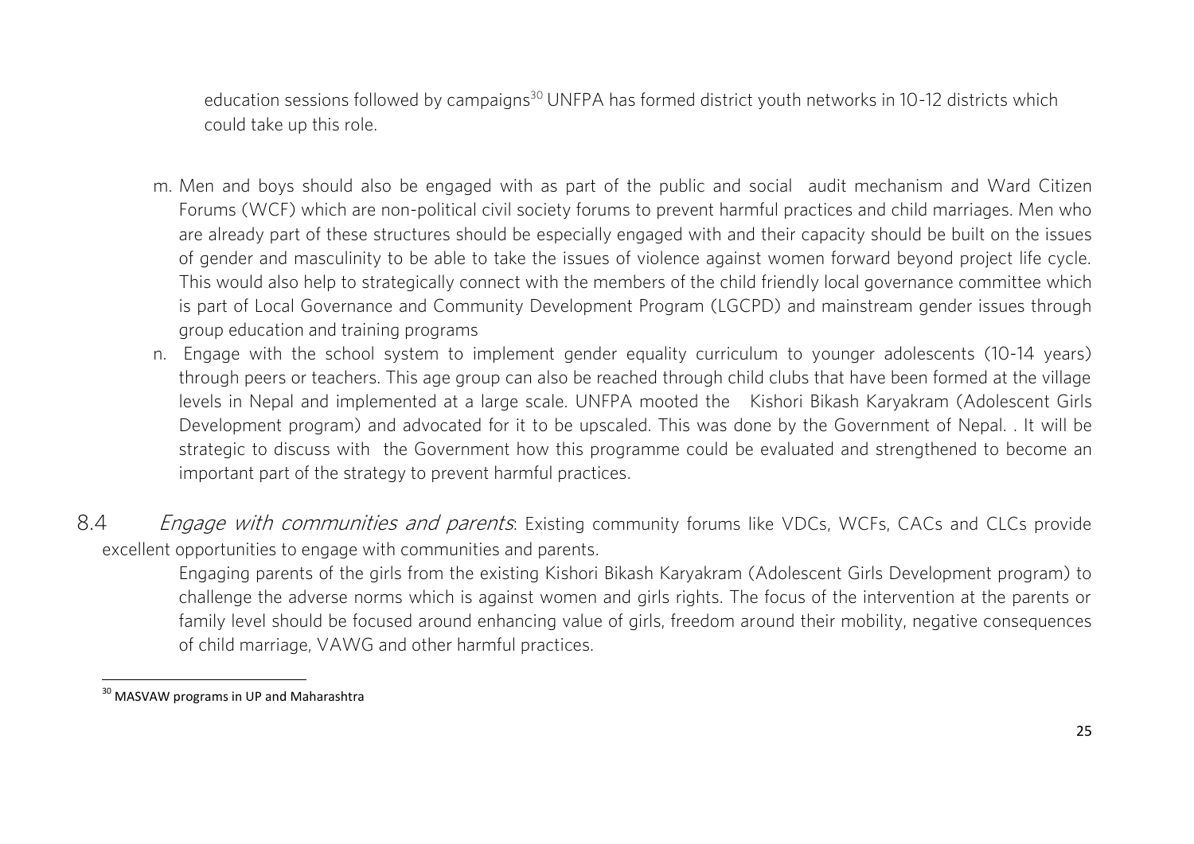education sessions followed by campaigns[30] UNFPA has formed district youth networks in 10-12 districts which could take up this role.

m. Men and boys should also be engaged with as part of the public and social audit mechanism and Ward Citizen Forums (WCF) which are non-political civil society forums to prevent harmful practices and child marriages. Men who are already part of these structures should be especially engaged with and their capacity should be built on the issues of gender and masculinity to be able to take the issues of violence against women forward beyond project life cycle. This would also help to strategically connect with the members of the child friendly local governance committee which is part of Local Governance and Community Development Program (LGCPD) and mainstream gender issues through group education and training programs
n. Engage with the school system to implement gender equality curriculum to younger adolescents (10-14 years) through peers or teachers. This age group can also be reached through child clubs that have been formed at the village levels in Nepal and implemented at a large scale. UNFPA mooted the Kishori Bikash Karyakram (Adolescent Girls Development program) and advocated for it to be upscaled. This was done by the Government of Nepal. . It will be strategic to discuss with the Government how this programme could be evaluated and strengthened to become an important part of the strategy to prevent harmful practices.

8.4 *Engage with communities and parents*: Existing community forums like VDCs, WCFs, CACs and CLCs provide excellent opportunities to engage with communities and parents.

Engaging parents of the girls from the existing Kishori Bikash Karyakram (Adolescent Girls Development program) to challenge the adverse norms which is against women and girls rights. The focus of the intervention at the parents or family level should be focused around enhancing value of girls, freedom around their mobility, negative consequences of child marriage, VAWG and other harmful practices.

[30] MASVAW programs in UP and Maharashtra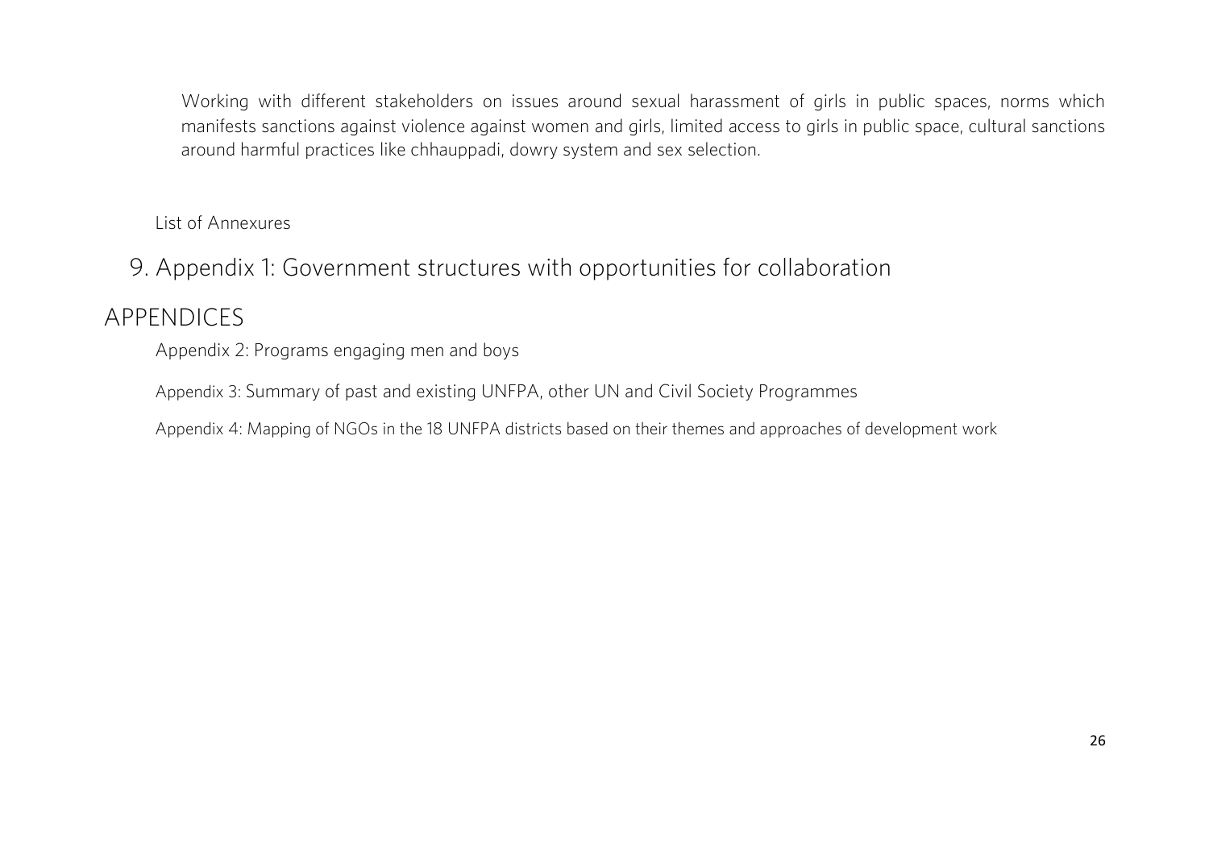Working with different stakeholders on issues around sexual harassment of girls in public spaces, norms which manifests sanctions against violence against women and girls, limited access to girls in public space, cultural sanctions around harmful practices like chhauppadi, dowry system and sex selection.

List of Annexures

## 9. Appendix 1: Government structures with opportunities for collaboration

# APPENDICES

Appendix 2: Programs engaging men and boys

Appendix 3: Summary of past and existing UNFPA, other UN and Civil Society Programmes

Appendix 4: Mapping of NGOs in the 18 UNFPA districts based on their themes and approaches of development work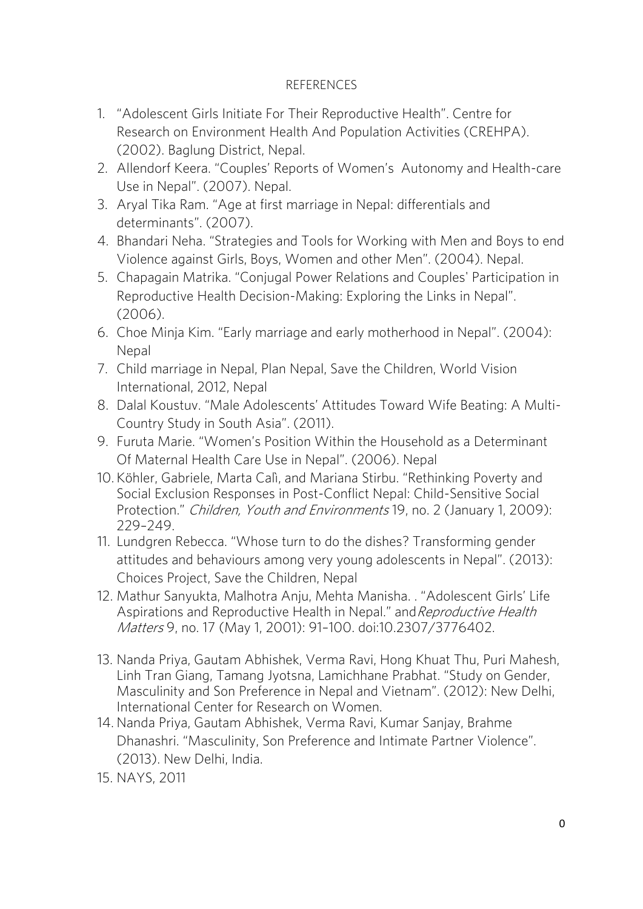## REFERENCES

1. "Adolescent Girls Initiate For Their Reproductive Health". Centre for Research on Environment Health And Population Activities (CREHPA). (2002). Baglung District, Nepal.
2. Allendorf Keera. "Couples' Reports of Women's Autonomy and Health-care Use in Nepal". (2007). Nepal.
3. Aryal Tika Ram. "Age at first marriage in Nepal: differentials and determinants". (2007).
4. Bhandari Neha. "Strategies and Tools for Working with Men and Boys to end Violence against Girls, Boys, Women and other Men". (2004). Nepal.
5. Chapagain Matrika. "Conjugal Power Relations and Couples' Participation in Reproductive Health Decision-Making: Exploring the Links in Nepal". (2006).
6. Choe Minja Kim. "Early marriage and early motherhood in Nepal". (2004): Nepal
7. Child marriage in Nepal, Plan Nepal, Save the Children, World Vision International, 2012, Nepal
8. Dalal Koustuv. "Male Adolescents' Attitudes Toward Wife Beating: A Multi-Country Study in South Asia". (2011).
9. Furuta Marie. "Women's Position Within the Household as a Determinant Of Maternal Health Care Use in Nepal". (2006). Nepal
10. Köhler, Gabriele, Marta Calì, and Mariana Stirbu. "Rethinking Poverty and Social Exclusion Responses in Post-Conflict Nepal: Child-Sensitive Social Protection." *Children, Youth and Environments* 19, no. 2 (January 1, 2009): 229–249.
11. Lundgren Rebecca. "Whose turn to do the dishes? Transforming gender attitudes and behaviours among very young adolescents in Nepal". (2013): Choices Project, Save the Children, Nepal
12. Mathur Sanyukta, Malhotra Anju, Mehta Manisha. . "Adolescent Girls' Life Aspirations and Reproductive Health in Nepal." and *Reproductive Health Matters* 9, no. 17 (May 1, 2001): 91–100. doi:10.2307/3776402.
13. Nanda Priya, Gautam Abhishek, Verma Ravi, Hong Khuat Thu, Puri Mahesh, Linh Tran Giang, Tamang Jyotsna, Lamichhane Prabhat. "Study on Gender, Masculinity and Son Preference in Nepal and Vietnam". (2012): New Delhi, International Center for Research on Women.
14. Nanda Priya, Gautam Abhishek, Verma Ravi, Kumar Sanjay, Brahme Dhanashri. "Masculinity, Son Preference and Intimate Partner Violence". (2013). New Delhi, India.
15. NAYS, 2011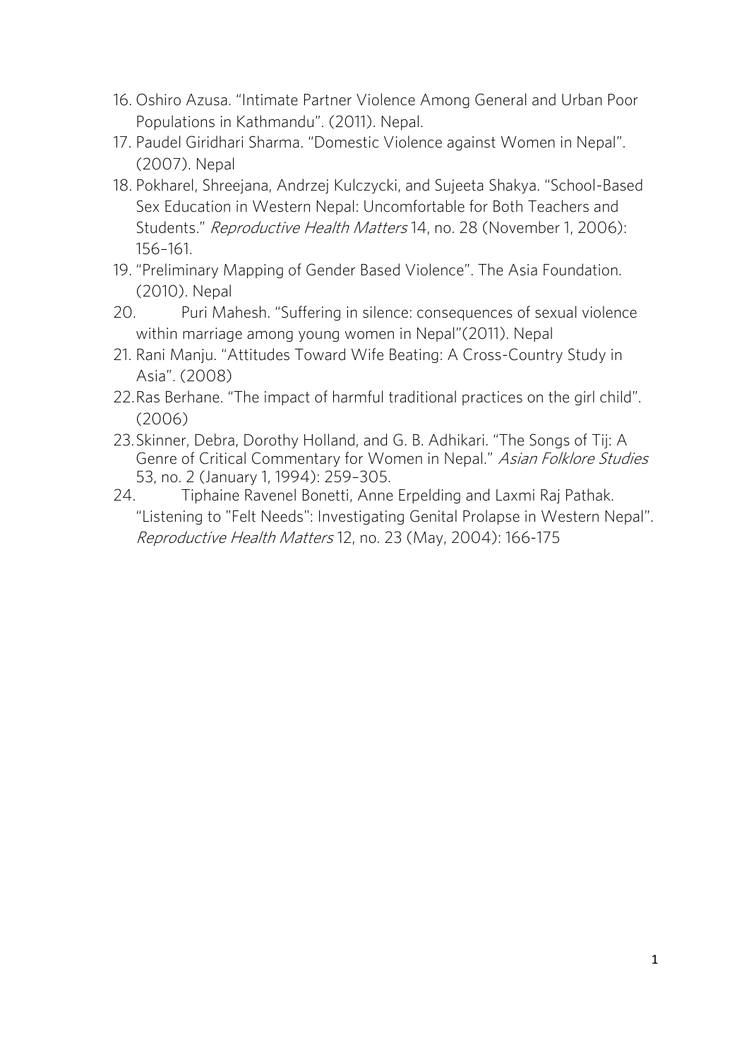16. Oshiro Azusa. "Intimate Partner Violence Among General and Urban Poor Populations in Kathmandu". (2011). Nepal.
17. Paudel Giridhari Sharma. "Domestic Violence against Women in Nepal". (2007). Nepal
18. Pokharel, Shreejana, Andrzej Kulczycki, and Sujeeta Shakya. "School-Based Sex Education in Western Nepal: Uncomfortable for Both Teachers and Students." *Reproductive Health Matters* 14, no. 28 (November 1, 2006): 156–161.
19. "Preliminary Mapping of Gender Based Violence". The Asia Foundation. (2010). Nepal
20. Puri Mahesh. "Suffering in silence: consequences of sexual violence within marriage among young women in Nepal"(2011). Nepal
21. Rani Manju. "Attitudes Toward Wife Beating: A Cross-Country Study in Asia". (2008)
22. Ras Berhane. "The impact of harmful traditional practices on the girl child". (2006)
23. Skinner, Debra, Dorothy Holland, and G. B. Adhikari. "The Songs of Tij: A Genre of Critical Commentary for Women in Nepal." *Asian Folklore Studies* 53, no. 2 (January 1, 1994): 259–305.
24. Tiphaine Ravenel Bonetti, Anne Erpelding and Laxmi Raj Pathak. "Listening to "Felt Needs": Investigating Genital Prolapse in Western Nepal". *Reproductive Health Matters* 12, no. 23 (May, 2004): 166-175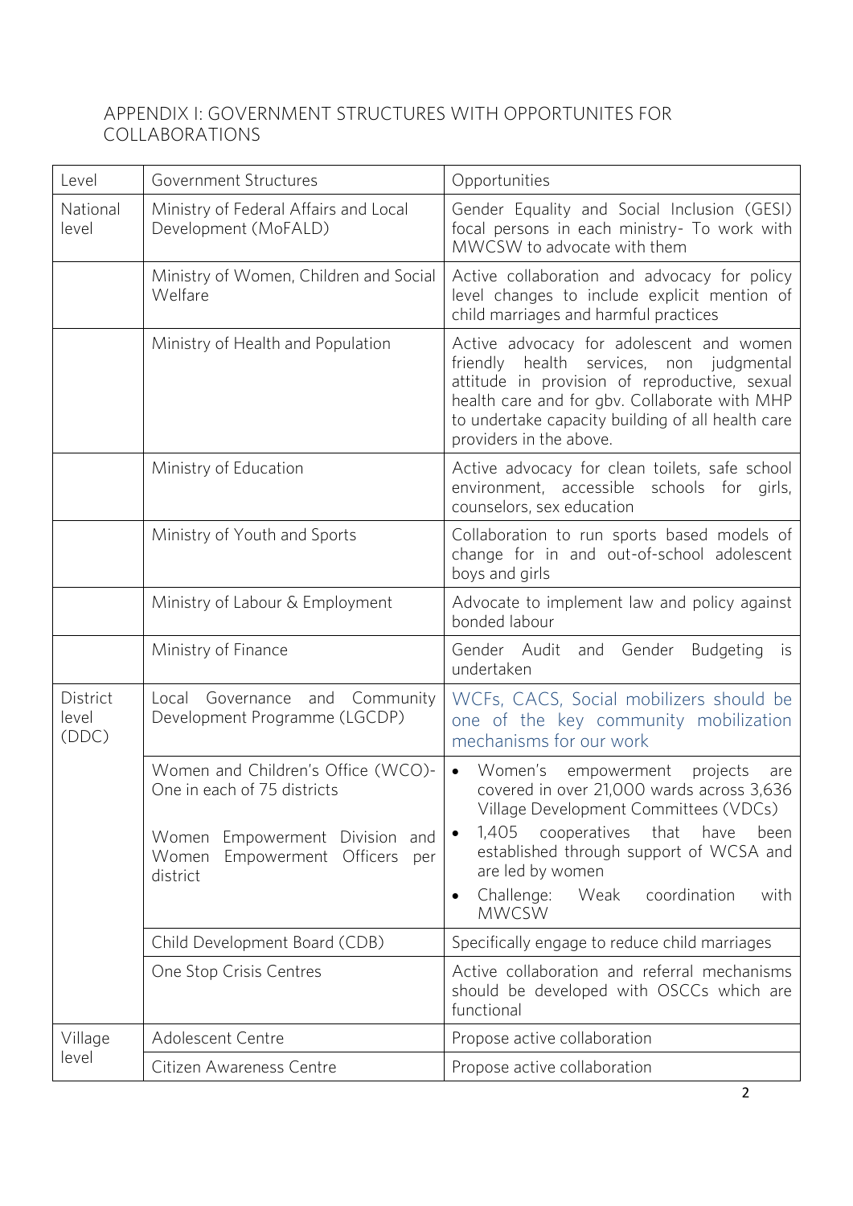## APPENDIX I: GOVERNMENT STRUCTURES WITH OPPORTUNITES FOR COLLABORATIONS

| Level | Government Structures | Opportunities |
|---|---|---|
| National level | Ministry of Federal Affairs and Local Development (MoFALD) | Gender Equality and Social Inclusion (GESI) focal persons in each ministry- To work with MWCSW to advocate with them |
| | Ministry of Women, Children and Social Welfare | Active collaboration and advocacy for policy level changes to include explicit mention of child marriages and harmful practices |
| | Ministry of Health and Population | Active advocacy for adolescent and women friendly health services, non judgmental attitude in provision of reproductive, sexual health care and for gbv. Collaborate with MHP to undertake capacity building of all health care providers in the above. |
| | Ministry of Education | Active advocacy for clean toilets, safe school environment, accessible schools for girls, counselors, sex education |
| | Ministry of Youth and Sports | Collaboration to run sports based models of change for in and out-of-school adolescent boys and girls |
| | Ministry of Labour & Employment | Advocate to implement law and policy against bonded labour |
| | Ministry of Finance | Gender Audit and Gender Budgeting is undertaken |
| District level (DDC) | Local Governance and Community Development Programme (LGCDP) | WCFs, CACS, Social mobilizers should be one of the key community mobilization mechanisms for our work |
| | Women and Children's Office (WCO)- One in each of 75 districts<br><br>Women Empowerment Division and Women Empowerment Officers per district | • Women's empowerment projects are covered in over 21,000 wards across 3,636 Village Development Committees (VDCs)<br>• 1,405 cooperatives that have been established through support of WCSA and are led by women<br>• Challenge: Weak coordination with MWCSW |
| | Child Development Board (CDB) | Specifically engage to reduce child marriages |
| | One Stop Crisis Centres | Active collaboration and referral mechanisms should be developed with OSCCs which are functional |
| Village level | Adolescent Centre | Propose active collaboration |
| | Citizen Awareness Centre | Propose active collaboration |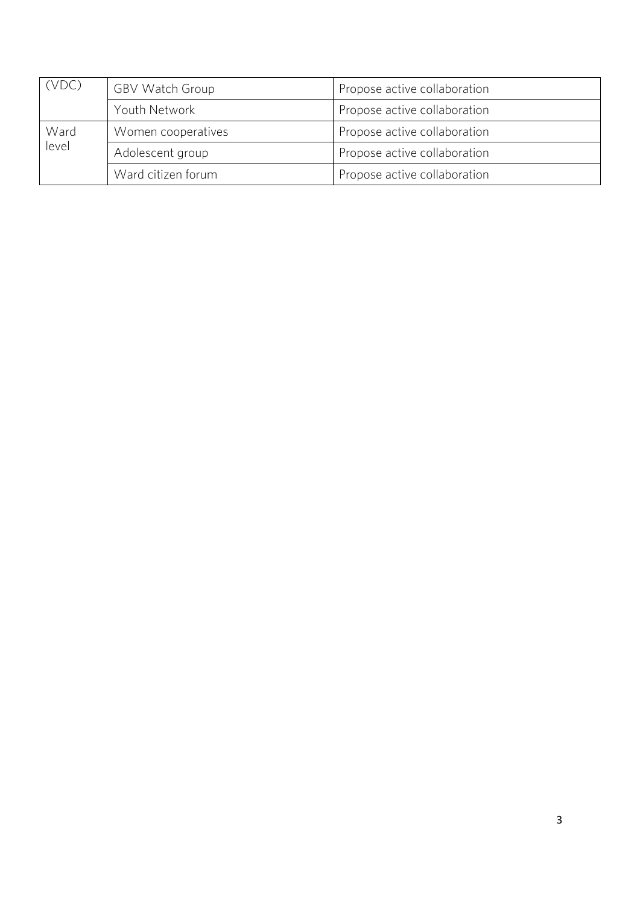| (VDC) | GBV Watch Group | Propose active collaboration |
| --- | --- | --- |
| | Youth Network | Propose active collaboration |
| Ward level | Women cooperatives | Propose active collaboration |
| | Adolescent group | Propose active collaboration |
| | Ward citizen forum | Propose active collaboration |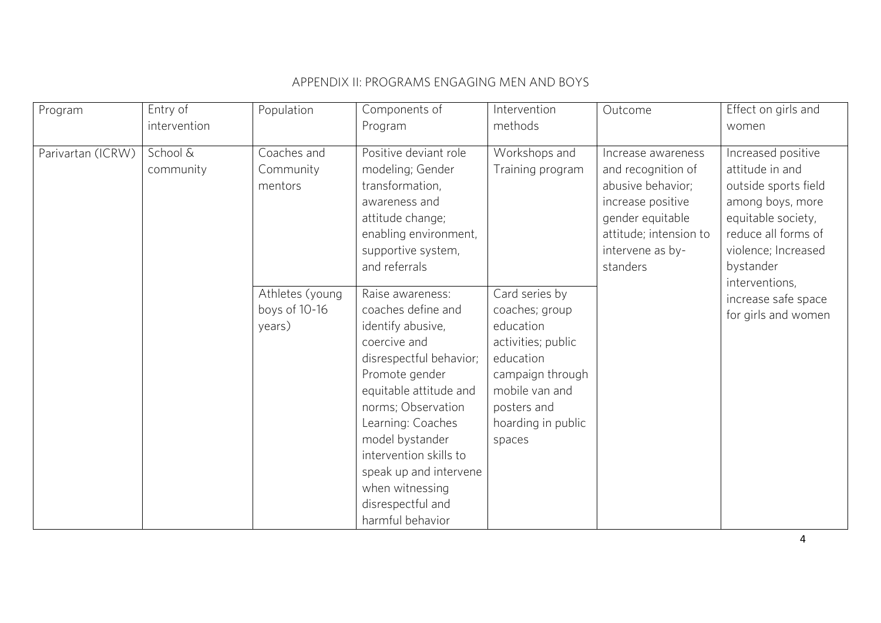## APPENDIX II: PROGRAMS ENGAGING MEN AND BOYS

| Program | Entry of intervention | Population | Components of Program | Intervention methods | Outcome | Effect on girls and women |
|---|---|---|---|---|---|---|
| Parivartan (ICRW) | School & community | Coaches and Community mentors | Positive deviant role modeling; Gender transformation, awareness and attitude change; enabling environment, supportive system, and referrals | Workshops and Training program | Increase awareness and recognition of abusive behavior; increase positive gender equitable attitude; intension to intervene as by-standers | Increased positive attitude in and outside sports field among boys, more equitable society, reduce all forms of violence; Increased bystander interventions, increase safe space for girls and women |
| | | Athletes (young boys of 10-16 years) | Raise awareness: coaches define and identify abusive, coercive and disrespectful behavior; Promote gender equitable attitude and norms; Observation Learning: Coaches model bystander intervention skills to speak up and intervene when witnessing disrespectful and harmful behavior | Card series by coaches; group education activities; public education campaign through mobile van and posters and hoarding in public spaces | | |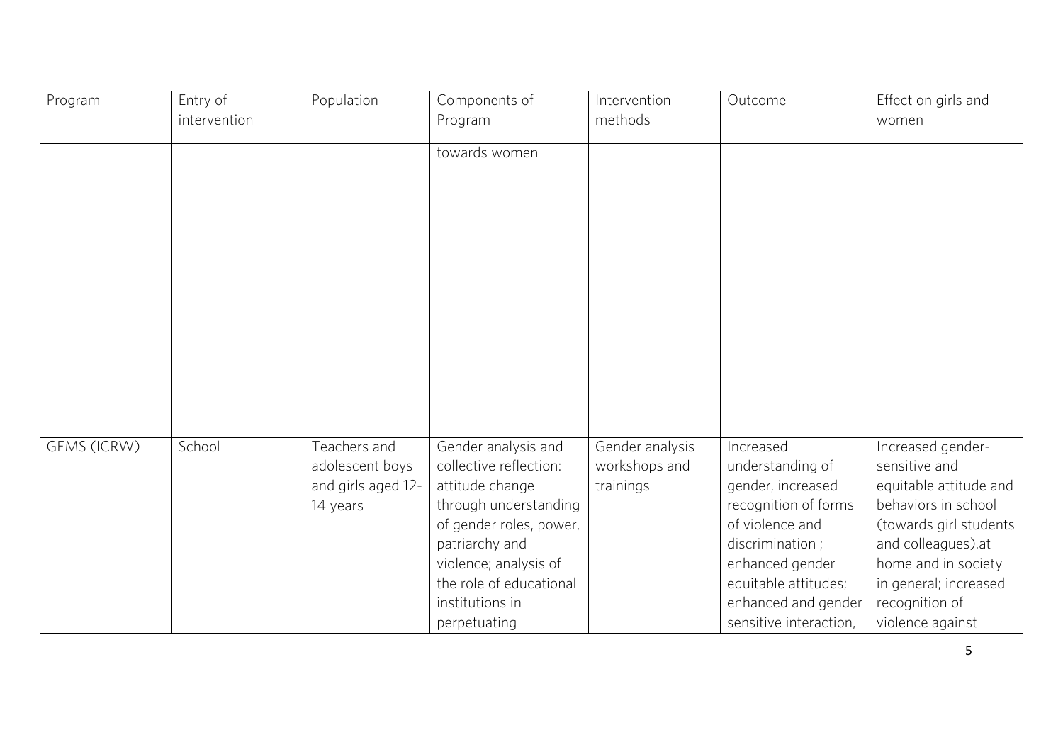| Program | Entry of intervention | Population | Components of Program | Intervention methods | Outcome | Effect on girls and women |
|---|---|---|---|---|---|---|
| | | | towards women | | | |
| GEMS (ICRW) | School | Teachers and adolescent boys and girls aged 12-14 years | Gender analysis and collective reflection: attitude change through understanding of gender roles, power, patriarchy and violence; analysis of the role of educational institutions in perpetuating | Gender analysis workshops and trainings | Increased understanding of gender, increased recognition of forms of violence and discrimination ; enhanced gender equitable attitudes; enhanced and gender sensitive interaction, | Increased gender-sensitive and equitable attitude and behaviors in school (towards girl students and colleagues),at home and in society in general; increased recognition of violence against |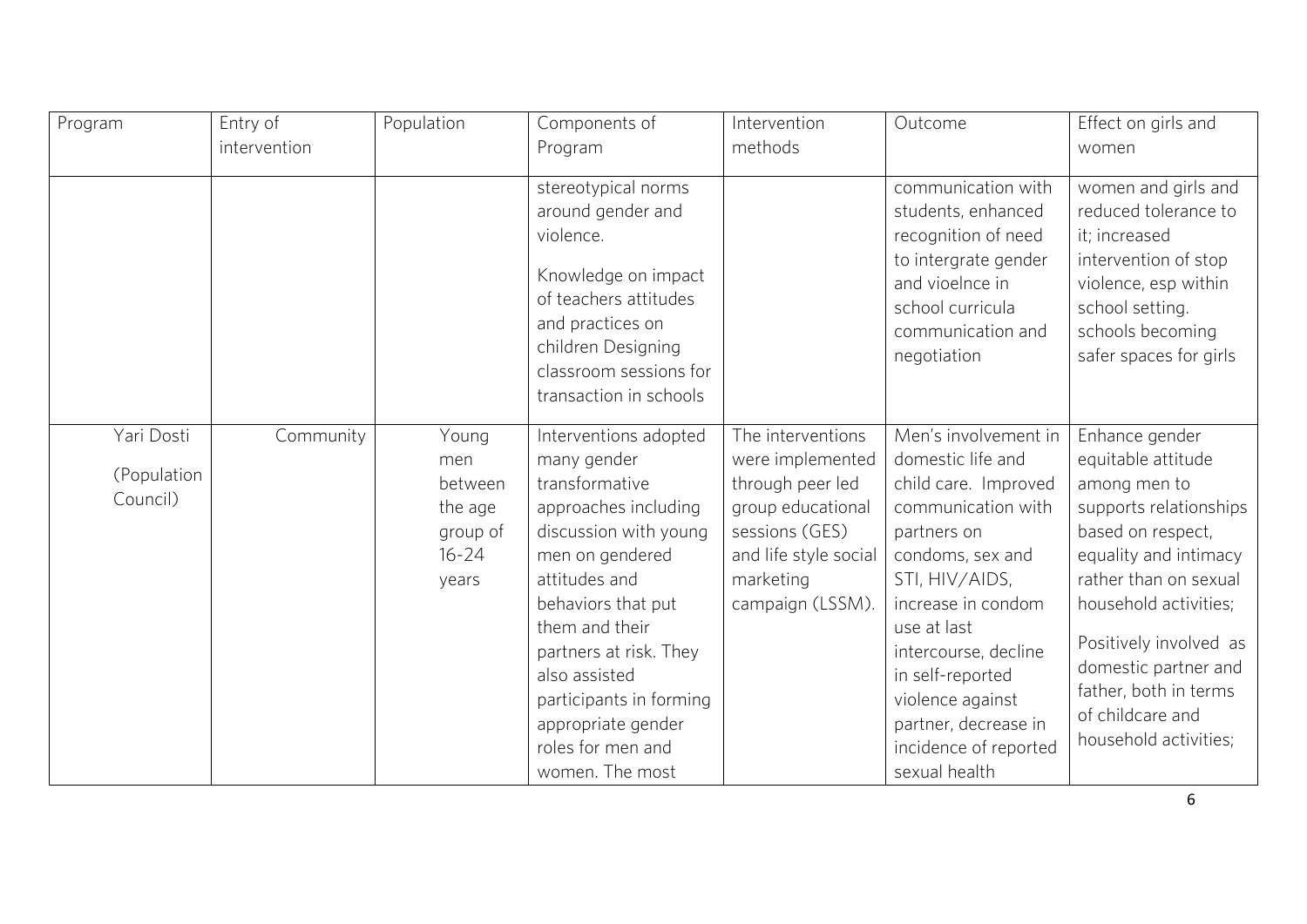| Program | Entry of intervention | Population | Components of Program | Intervention methods | Outcome | Effect on girls and women |
|---|---|---|---|---|---|---|
| | | | stereotypical norms around gender and violence. Knowledge on impact of teachers attitudes and practices on children Designing classroom sessions for transaction in schools | | communication with students, enhanced recognition of need to intergrate gender and vioelnce in school curricula communication and negotiation | women and girls and reduced tolerance to it; increased intervention of stop violence, esp within school setting. schools becoming safer spaces for girls |
| Yari Dosti (Population Council) | Community | Young men between the age group of 16-24 years | Interventions adopted many gender transformative approaches including discussion with young men on gendered attitudes and behaviors that put them and their partners at risk. They also assisted participants in forming appropriate gender roles for men and women. The most | The interventions were implemented through peer led group educational sessions (GES) and life style social marketing campaign (LSSM). | Men's involvement in domestic life and child care. Improved communication with partners on condoms, sex and STI, HIV/AIDS, increase in condom use at last intercourse, decline in self-reported violence against partner, decrease in incidence of reported sexual health | Enhance gender equitable attitude among men to supports relationships based on respect, equality and intimacy rather than on sexual household activities; Positively involved as domestic partner and father, both in terms of childcare and household activities; |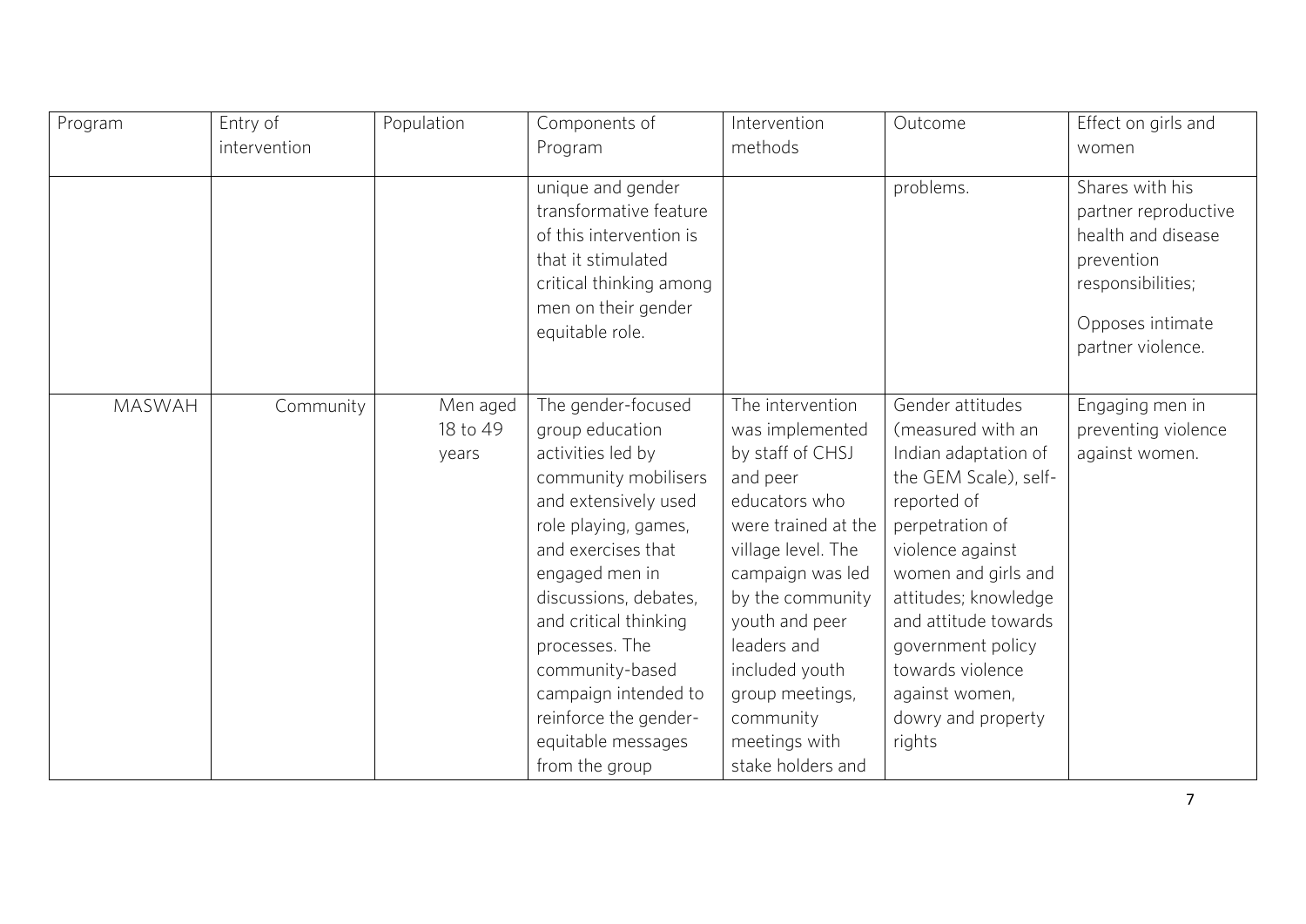| Program | Entry of intervention | Population | Components of Program | Intervention methods | Outcome | Effect on girls and women |
|---|---|---|---|---|---|---|
| | | | unique and gender transformative feature of this intervention is that it stimulated critical thinking among men on their gender equitable role. | | problems. | Shares with his partner reproductive health and disease prevention responsibilities; Opposes intimate partner violence. |
| MASWAH | Community | Men aged 18 to 49 years | The gender-focused group education activities led by community mobilisers and extensively used role playing, games, and exercises that engaged men in discussions, debates, and critical thinking processes. The community-based campaign intended to reinforce the gender-equitable messages from the group | The intervention was implemented by staff of CHSJ and peer educators who were trained at the village level. The campaign was led by the community youth and peer leaders and included youth group meetings, community meetings with stake holders and | Gender attitudes (measured with an Indian adaptation of the GEM Scale), self-reported of perpetration of violence against women and girls and attitudes; knowledge and attitude towards government policy towards violence against women, dowry and property rights | Engaging men in preventing violence against women. |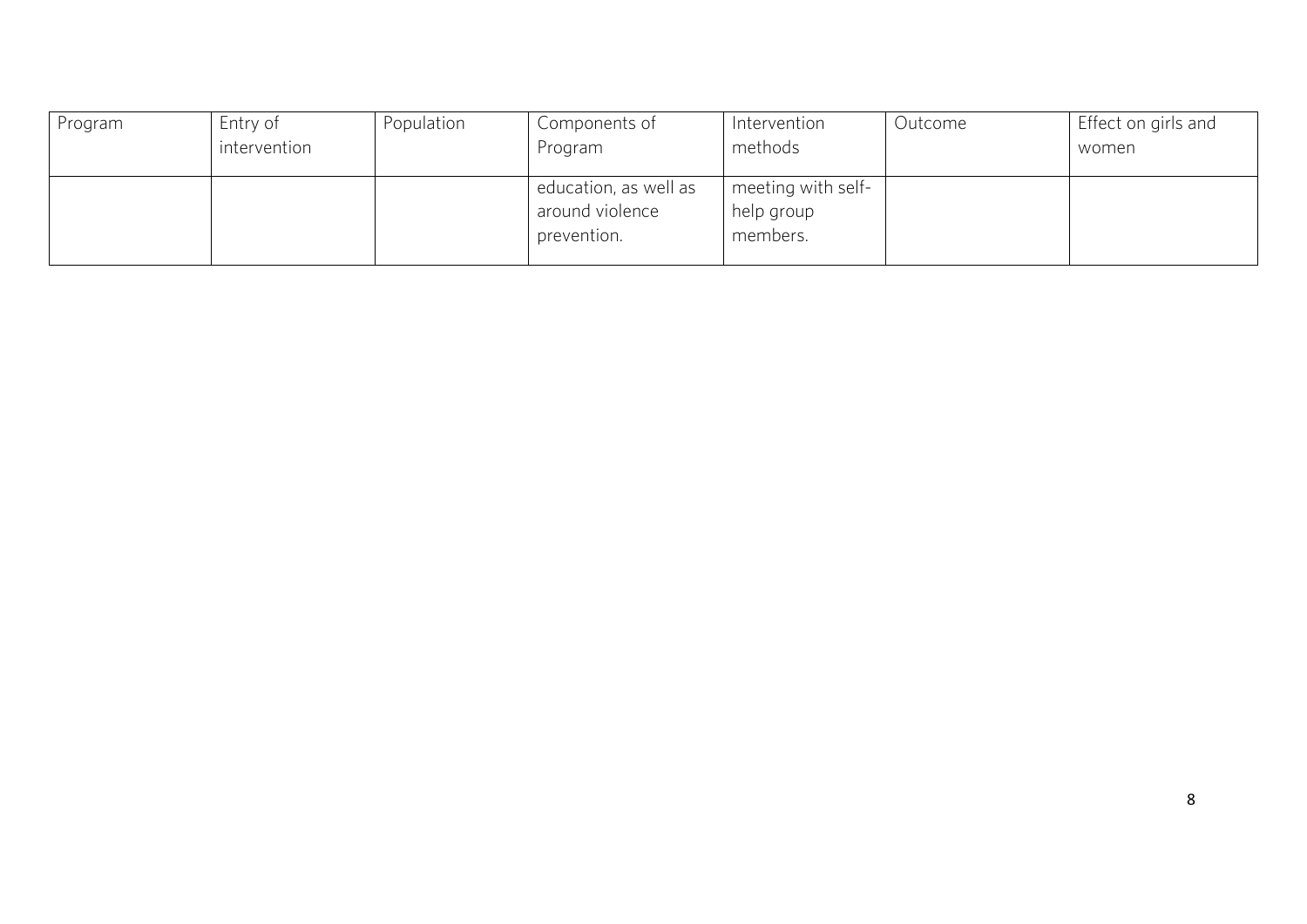| Program | Entry of intervention | Population | Components of Program | Intervention methods | Outcome | Effect on girls and women |
|---|---|---|---|---|---|---|
| | | | education, as well as around violence prevention. | meeting with self-help group members. | | |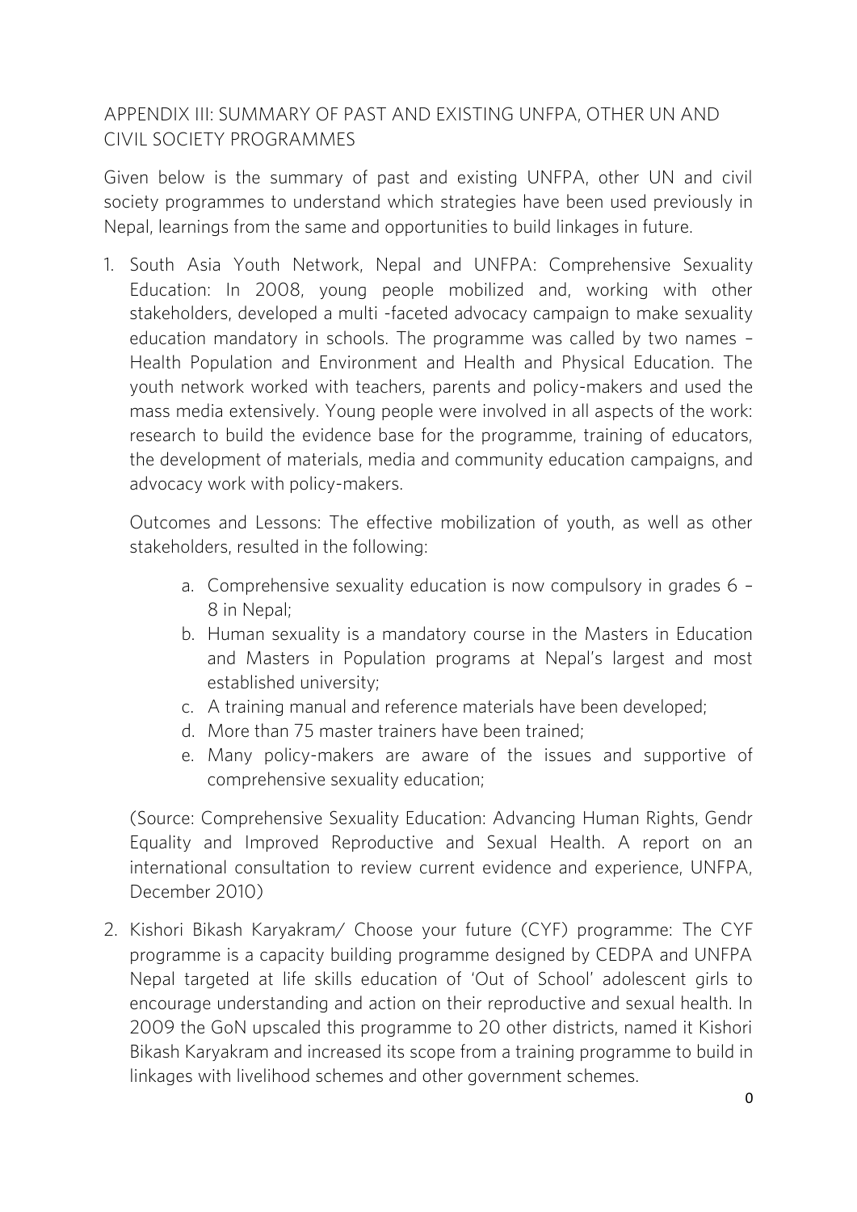## APPENDIX III: SUMMARY OF PAST AND EXISTING UNFPA, OTHER UN AND CIVIL SOCIETY PROGRAMMES

Given below is the summary of past and existing UNFPA, other UN and civil society programmes to understand which strategies have been used previously in Nepal, learnings from the same and opportunities to build linkages in future.

1. South Asia Youth Network, Nepal and UNFPA: Comprehensive Sexuality Education: In 2008, young people mobilized and, working with other stakeholders, developed a multi -faceted advocacy campaign to make sexuality education mandatory in schools. The programme was called by two names – Health Population and Environment and Health and Physical Education. The youth network worked with teachers, parents and policy-makers and used the mass media extensively. Young people were involved in all aspects of the work: research to build the evidence base for the programme, training of educators, the development of materials, media and community education campaigns, and advocacy work with policy-makers.

   Outcomes and Lessons: The effective mobilization of youth, as well as other stakeholders, resulted in the following:

   a. Comprehensive sexuality education is now compulsory in grades 6 – 8 in Nepal;
   b. Human sexuality is a mandatory course in the Masters in Education and Masters in Population programs at Nepal's largest and most established university;
   c. A training manual and reference materials have been developed;
   d. More than 75 master trainers have been trained;
   e. Many policy-makers are aware of the issues and supportive of comprehensive sexuality education;

   (Source: Comprehensive Sexuality Education: Advancing Human Rights, Gendr Equality and Improved Reproductive and Sexual Health. A report on an international consultation to review current evidence and experience, UNFPA, December 2010)

2. Kishori Bikash Karyakram/ Choose your future (CYF) programme: The CYF programme is a capacity building programme designed by CEDPA and UNFPA Nepal targeted at life skills education of 'Out of School' adolescent girls to encourage understanding and action on their reproductive and sexual health. In 2009 the GoN upscaled this programme to 20 other districts, named it Kishori Bikash Karyakram and increased its scope from a training programme to build in linkages with livelihood schemes and other government schemes.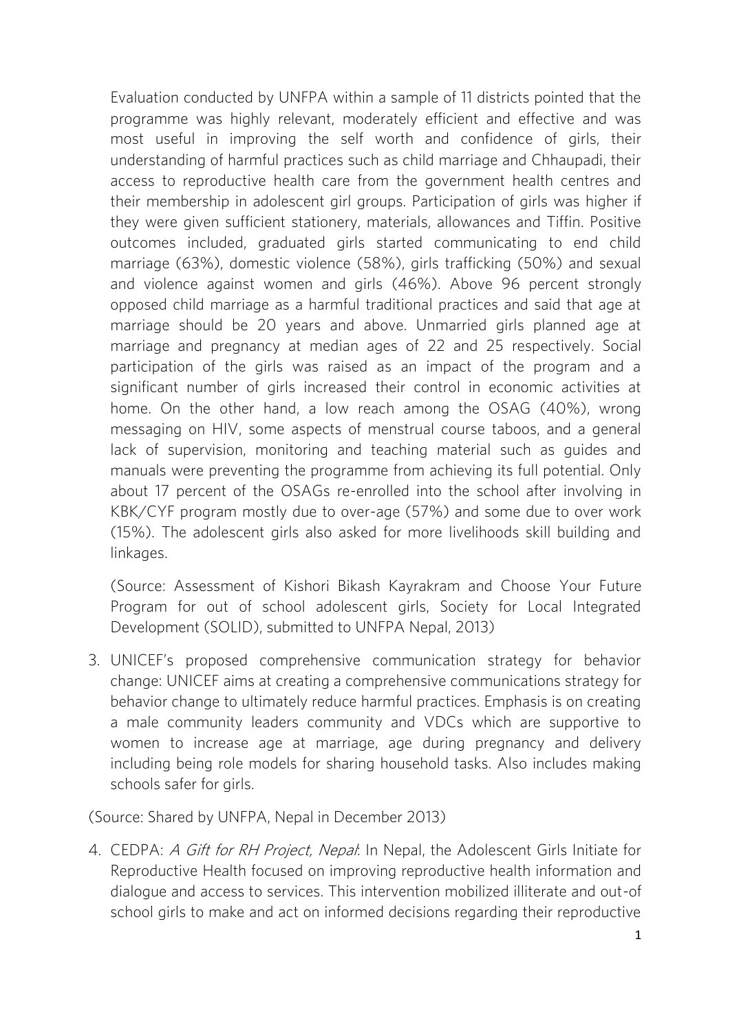Evaluation conducted by UNFPA within a sample of 11 districts pointed that the programme was highly relevant, moderately efficient and effective and was most useful in improving the self worth and confidence of girls, their understanding of harmful practices such as child marriage and Chhaupadi, their access to reproductive health care from the government health centres and their membership in adolescent girl groups. Participation of girls was higher if they were given sufficient stationery, materials, allowances and Tiffin. Positive outcomes included, graduated girls started communicating to end child marriage (63%), domestic violence (58%), girls trafficking (50%) and sexual and violence against women and girls (46%). Above 96 percent strongly opposed child marriage as a harmful traditional practices and said that age at marriage should be 20 years and above. Unmarried girls planned age at marriage and pregnancy at median ages of 22 and 25 respectively. Social participation of the girls was raised as an impact of the program and a significant number of girls increased their control in economic activities at home. On the other hand, a low reach among the OSAG (40%), wrong messaging on HIV, some aspects of menstrual course taboos, and a general lack of supervision, monitoring and teaching material such as guides and manuals were preventing the programme from achieving its full potential. Only about 17 percent of the OSAGs re-enrolled into the school after involving in KBK/CYF program mostly due to over-age (57%) and some due to over work (15%). The adolescent girls also asked for more livelihoods skill building and linkages.

(Source: Assessment of Kishori Bikash Kayrakram and Choose Your Future Program for out of school adolescent girls, Society for Local Integrated Development (SOLID), submitted to UNFPA Nepal, 2013)

3. UNICEF's proposed comprehensive communication strategy for behavior change: UNICEF aims at creating a comprehensive communications strategy for behavior change to ultimately reduce harmful practices. Emphasis is on creating a male community leaders community and VDCs which are supportive to women to increase age at marriage, age during pregnancy and delivery including being role models for sharing household tasks. Also includes making schools safer for girls.

(Source: Shared by UNFPA, Nepal in December 2013)

4. CEDPA: *A Gift for RH Project, Nepal*: In Nepal, the Adolescent Girls Initiate for Reproductive Health focused on improving reproductive health information and dialogue and access to services. This intervention mobilized illiterate and out-of school girls to make and act on informed decisions regarding their reproductive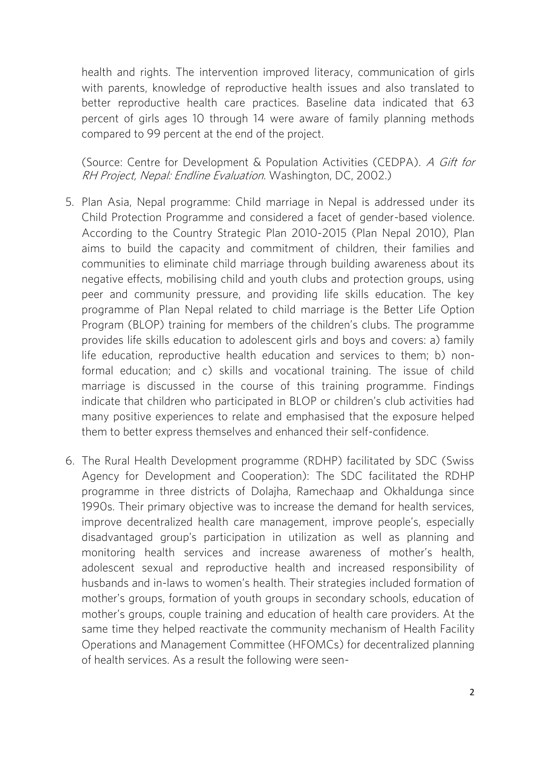health and rights. The intervention improved literacy, communication of girls with parents, knowledge of reproductive health issues and also translated to better reproductive health care practices. Baseline data indicated that 63 percent of girls ages 10 through 14 were aware of family planning methods compared to 99 percent at the end of the project.

(Source: Centre for Development & Population Activities (CEDPA). *A Gift for RH Project, Nepal: Endline Evaluation*. Washington, DC, 2002.)

5. Plan Asia, Nepal programme: Child marriage in Nepal is addressed under its Child Protection Programme and considered a facet of gender-based violence. According to the Country Strategic Plan 2010-2015 (Plan Nepal 2010), Plan aims to build the capacity and commitment of children, their families and communities to eliminate child marriage through building awareness about its negative effects, mobilising child and youth clubs and protection groups, using peer and community pressure, and providing life skills education. The key programme of Plan Nepal related to child marriage is the Better Life Option Program (BLOP) training for members of the children's clubs. The programme provides life skills education to adolescent girls and boys and covers: a) family life education, reproductive health education and services to them; b) non-formal education; and c) skills and vocational training. The issue of child marriage is discussed in the course of this training programme. Findings indicate that children who participated in BLOP or children's club activities had many positive experiences to relate and emphasised that the exposure helped them to better express themselves and enhanced their self-confidence.

6. The Rural Health Development programme (RDHP) facilitated by SDC (Swiss Agency for Development and Cooperation): The SDC facilitated the RDHP programme in three districts of Dolajha, Ramechaap and Okhaldunga since 1990s. Their primary objective was to increase the demand for health services, improve decentralized health care management, improve people's, especially disadvantaged group's participation in utilization as well as planning and monitoring health services and increase awareness of mother's health, adolescent sexual and reproductive health and increased responsibility of husbands and in-laws to women's health. Their strategies included formation of mother's groups, formation of youth groups in secondary schools, education of mother's groups, couple training and education of health care providers. At the same time they helped reactivate the community mechanism of Health Facility Operations and Management Committee (HFOMCs) for decentralized planning of health services. As a result the following were seen-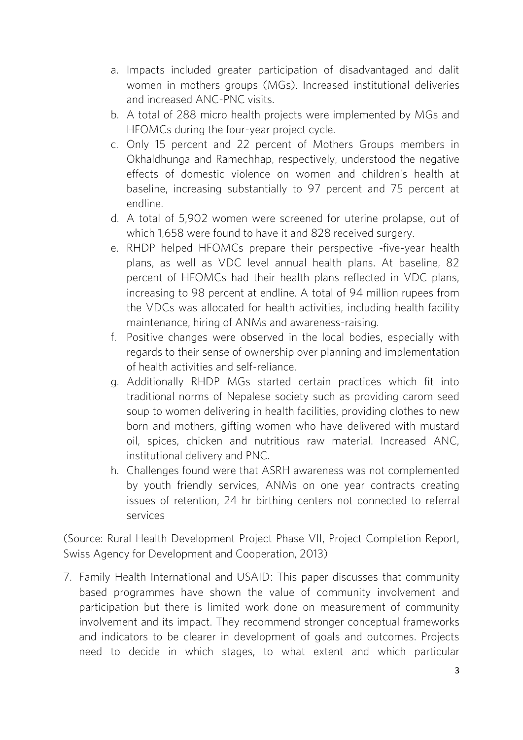a. Impacts included greater participation of disadvantaged and dalit women in mothers groups (MGs). Increased institutional deliveries and increased ANC-PNC visits.
b. A total of 288 micro health projects were implemented by MGs and HFOMCs during the four-year project cycle.
c. Only 15 percent and 22 percent of Mothers Groups members in Okhaldhunga and Ramechhap, respectively, understood the negative effects of domestic violence on women and children's health at baseline, increasing substantially to 97 percent and 75 percent at endline.
d. A total of 5,902 women were screened for uterine prolapse, out of which 1,658 were found to have it and 828 received surgery.
e. RHDP helped HFOMCs prepare their perspective -five-year health plans, as well as VDC level annual health plans. At baseline, 82 percent of HFOMCs had their health plans reflected in VDC plans, increasing to 98 percent at endline. A total of 94 million rupees from the VDCs was allocated for health activities, including health facility maintenance, hiring of ANMs and awareness-raising.
f. Positive changes were observed in the local bodies, especially with regards to their sense of ownership over planning and implementation of health activities and self-reliance.
g. Additionally RHDP MGs started certain practices which fit into traditional norms of Nepalese society such as providing carom seed soup to women delivering in health facilities, providing clothes to new born and mothers, gifting women who have delivered with mustard oil, spices, chicken and nutritious raw material. Increased ANC, institutional delivery and PNC.
h. Challenges found were that ASRH awareness was not complemented by youth friendly services, ANMs on one year contracts creating issues of retention, 24 hr birthing centers not connected to referral services

(Source: Rural Health Development Project Phase VII, Project Completion Report, Swiss Agency for Development and Cooperation, 2013)

7. Family Health International and USAID: This paper discusses that community based programmes have shown the value of community involvement and participation but there is limited work done on measurement of community involvement and its impact. They recommend stronger conceptual frameworks and indicators to be clearer in development of goals and outcomes. Projects need to decide in which stages, to what extent and which particular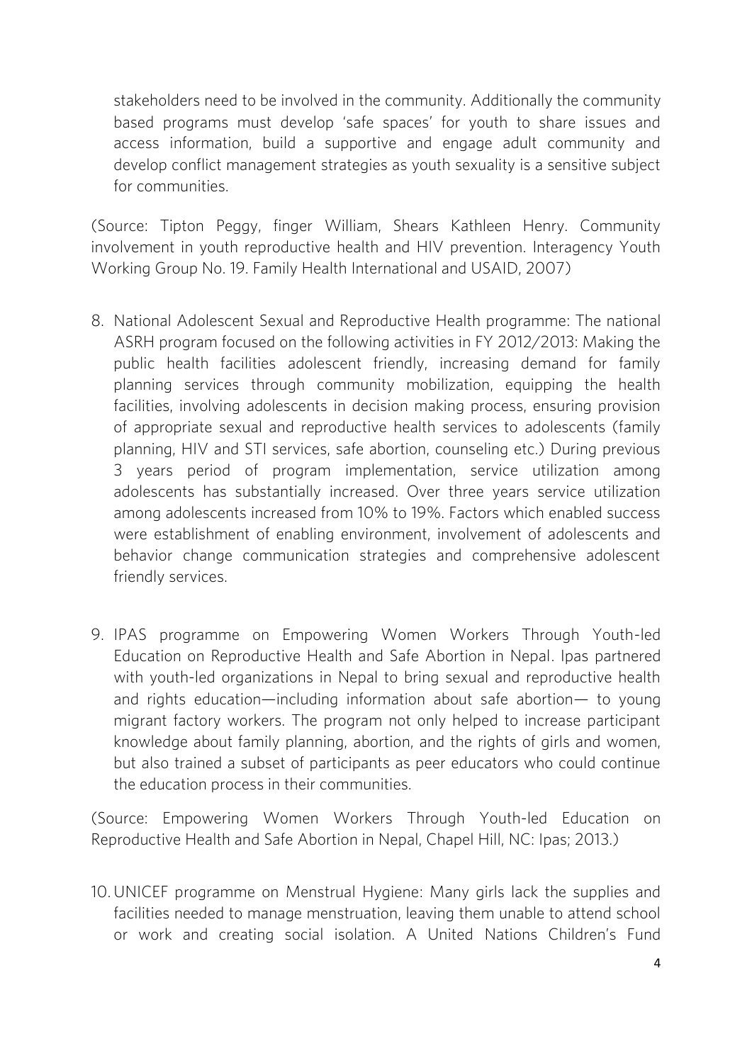stakeholders need to be involved in the community. Additionally the community based programs must develop 'safe spaces' for youth to share issues and access information, build a supportive and engage adult community and develop conflict management strategies as youth sexuality is a sensitive subject for communities.

(Source: Tipton Peggy, finger William, Shears Kathleen Henry. Community involvement in youth reproductive health and HIV prevention. Interagency Youth Working Group No. 19. Family Health International and USAID, 2007)

8. National Adolescent Sexual and Reproductive Health programme: The national ASRH program focused on the following activities in FY 2012/2013: Making the public health facilities adolescent friendly, increasing demand for family planning services through community mobilization, equipping the health facilities, involving adolescents in decision making process, ensuring provision of appropriate sexual and reproductive health services to adolescents (family planning, HIV and STI services, safe abortion, counseling etc.) During previous 3 years period of program implementation, service utilization among adolescents has substantially increased. Over three years service utilization among adolescents increased from 10% to 19%. Factors which enabled success were establishment of enabling environment, involvement of adolescents and behavior change communication strategies and comprehensive adolescent friendly services.

9. IPAS programme on Empowering Women Workers Through Youth-led Education on Reproductive Health and Safe Abortion in Nepal. Ipas partnered with youth-led organizations in Nepal to bring sexual and reproductive health and rights education—including information about safe abortion— to young migrant factory workers. The program not only helped to increase participant knowledge about family planning, abortion, and the rights of girls and women, but also trained a subset of participants as peer educators who could continue the education process in their communities.

(Source: Empowering Women Workers Through Youth-led Education on Reproductive Health and Safe Abortion in Nepal, Chapel Hill, NC: Ipas; 2013.)

10. UNICEF programme on Menstrual Hygiene: Many girls lack the supplies and facilities needed to manage menstruation, leaving them unable to attend school or work and creating social isolation. A United Nations Children's Fund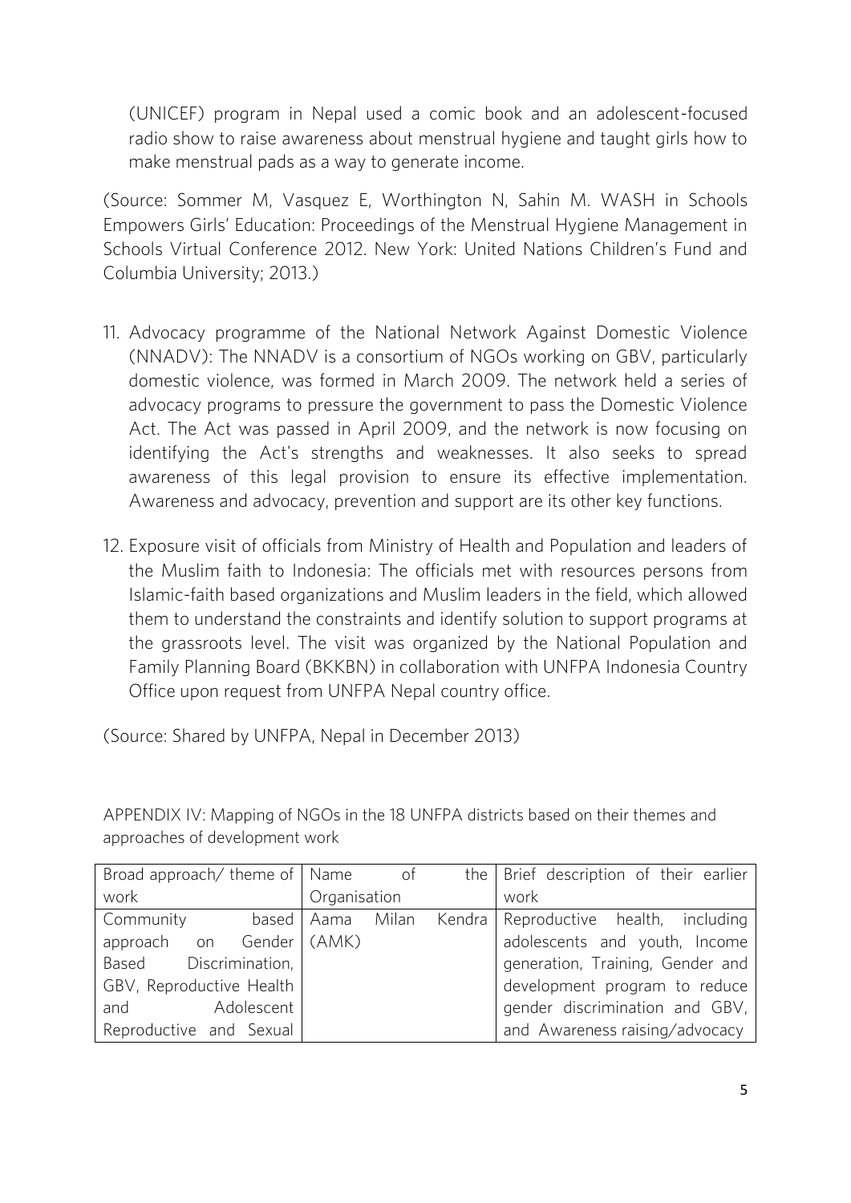(UNICEF) program in Nepal used a comic book and an adolescent-focused radio show to raise awareness about menstrual hygiene and taught girls how to make menstrual pads as a way to generate income.

(Source: Sommer M, Vasquez E, Worthington N, Sahin M. WASH in Schools Empowers Girls' Education: Proceedings of the Menstrual Hygiene Management in Schools Virtual Conference 2012. New York: United Nations Children's Fund and Columbia University; 2013.)

11. Advocacy programme of the National Network Against Domestic Violence (NNADV): The NNADV is a consortium of NGOs working on GBV, particularly domestic violence, was formed in March 2009. The network held a series of advocacy programs to pressure the government to pass the Domestic Violence Act. The Act was passed in April 2009, and the network is now focusing on identifying the Act's strengths and weaknesses. It also seeks to spread awareness of this legal provision to ensure its effective implementation. Awareness and advocacy, prevention and support are its other key functions.

12. Exposure visit of officials from Ministry of Health and Population and leaders of the Muslim faith to Indonesia: The officials met with resources persons from Islamic-faith based organizations and Muslim leaders in the field, which allowed them to understand the constraints and identify solution to support programs at the grassroots level. The visit was organized by the National Population and Family Planning Board (BKKBN) in collaboration with UNFPA Indonesia Country Office upon request from UNFPA Nepal country office.

(Source: Shared by UNFPA, Nepal in December 2013)

APPENDIX IV: Mapping of NGOs in the 18 UNFPA districts based on their themes and approaches of development work

| Broad approach/ theme of work | Name of the Organisation | Brief description of their earlier work |
|---|---|---|
| Community based approach on Gender Based Discrimination, GBV, Reproductive Health and Adolescent Reproductive and Sexual | Aama Milan Kendra (AMK) | Reproductive health, including adolescents and youth, Income generation, Training, Gender and development program to reduce gender discrimination and GBV, and Awareness raising/advocacy |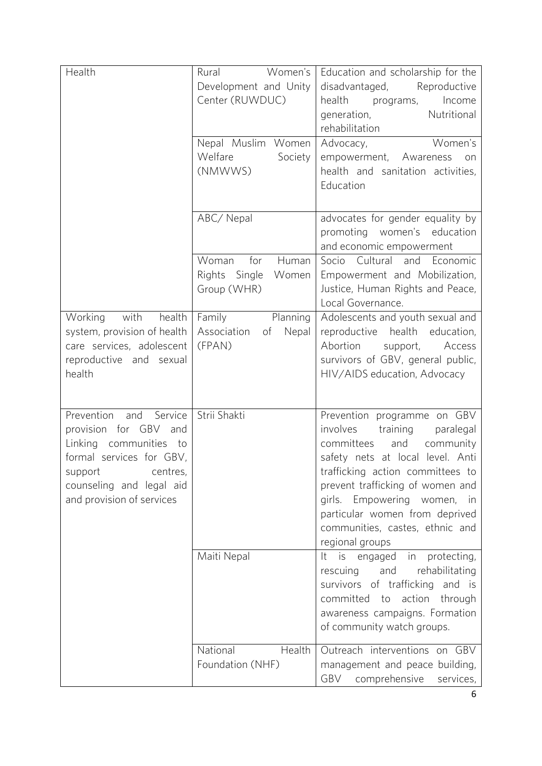| | | |
|---|---|---|
| Health | Rural Women's Development and Unity Center (RUWDUC) | Education and scholarship for the disadvantaged, Reproductive health programs, Income generation, Nutritional rehabilitation |
| | Nepal Muslim Women Welfare Society (NMWWS) | Advocacy, Women's empowerment, Awareness on health and sanitation activities, Education |
| | ABC/ Nepal | advocates for gender equality by promoting women's education and economic empowerment |
| | Woman for Human Rights Single Women Group (WHR) | Socio Cultural and Economic Empowerment and Mobilization, Justice, Human Rights and Peace, Local Governance. |
| Working with health system, provision of health care services, adolescent reproductive and sexual health | Family Planning Association of Nepal (FPAN) | Adolescents and youth sexual and reproductive health education, Abortion support, Access survivors of GBV, general public, HIV/AIDS education, Advocacy |
| Prevention and Service provision for GBV and Linking communities to formal services for GBV, support centres, counseling and legal aid and provision of services | Strii Shakti | Prevention programme on GBV involves training paralegal committees and community safety nets at local level. Anti trafficking action committees to prevent trafficking of women and girls. Empowering women, in particular women from deprived communities, castes, ethnic and regional groups |
| | Maiti Nepal | It is engaged in protecting, rescuing and rehabilitating survivors of trafficking and is committed to action through awareness campaigns. Formation of community watch groups. |
| | National Health Foundation (NHF) | Outreach interventions on GBV management and peace building, GBV comprehensive services, |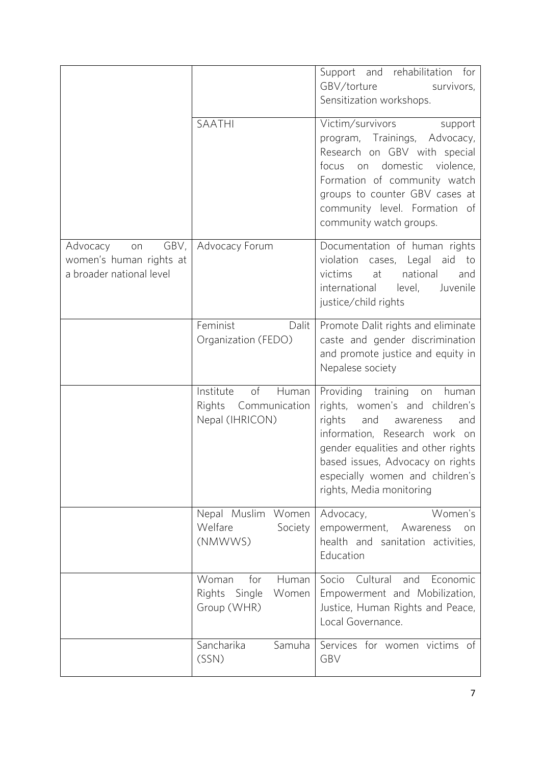| | | |
|---|---|---|
| | | Support and rehabilitation for GBV/torture survivors, Sensitization workshops. |
| | SAATHI | Victim/survivors support program, Trainings, Advocacy, Research on GBV with special focus on domestic violence, Formation of community watch groups to counter GBV cases at community level. Formation of community watch groups. |
| Advocacy on GBV, women's human rights at a broader national level | Advocacy Forum | Documentation of human rights violation cases, Legal aid to victims at national and international level, Juvenile justice/child rights |
| | Feminist Dalit Organization (FEDO) | Promote Dalit rights and eliminate caste and gender discrimination and promote justice and equity in Nepalese society |
| | Institute of Human Rights Communication Nepal (IHRICON) | Providing training on human rights, women's and children's rights and awareness and information, Research work on gender equalities and other rights based issues, Advocacy on rights especially women and children's rights, Media monitoring |
| | Nepal Muslim Women Welfare Society (NMWWS) | Advocacy, Women's empowerment, Awareness on health and sanitation activities, Education |
| | Woman for Human Rights Single Women Group (WHR) | Socio Cultural and Economic Empowerment and Mobilization, Justice, Human Rights and Peace, Local Governance. |
| | Sancharika Samuha (SSN) | Services for women victims of GBV |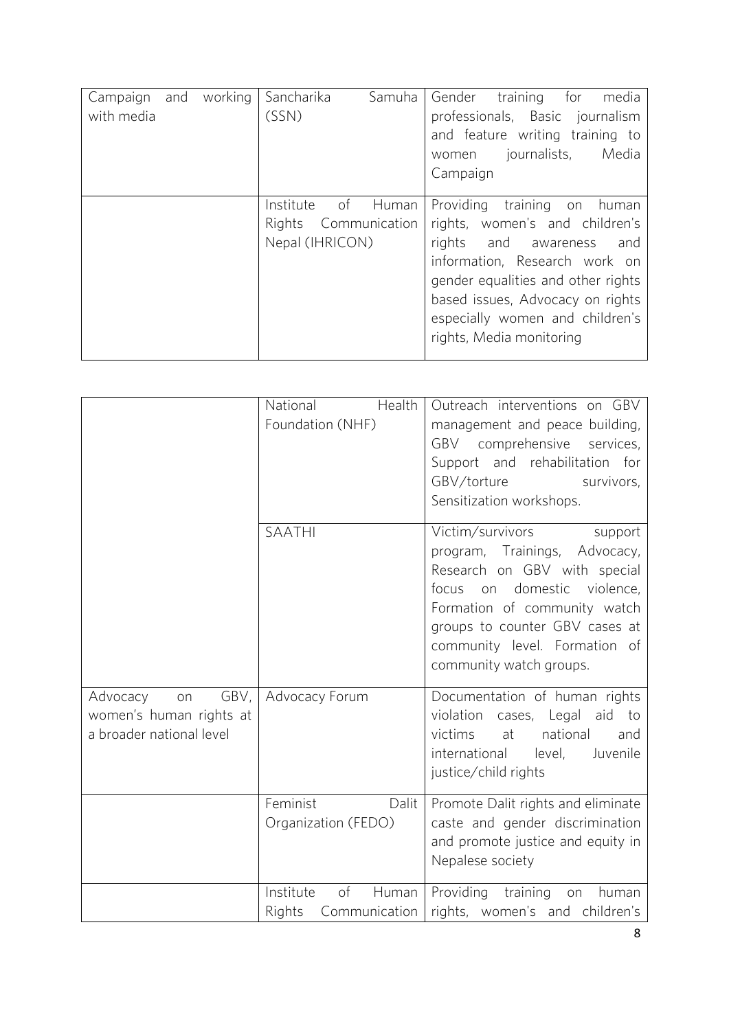| | | |
|---|---|---|
| Campaign and working with media | Sancharika Samuha (SSN) | Gender training for media professionals, Basic journalism and feature writing training to women journalists, Media Campaign |
| | Institute of Human Rights Communication Nepal (IHRICON) | Providing training on human rights, women's and children's rights and awareness and information, Research work on gender equalities and other rights based issues, Advocacy on rights especially women and children's rights, Media monitoring |

| | | |
|---|---|---|
| | National Health Foundation (NHF) | Outreach interventions on GBV management and peace building, GBV comprehensive services, Support and rehabilitation for GBV/torture survivors, Sensitization workshops. |
| | SAATHI | Victim/survivors support program, Trainings, Advocacy, Research on GBV with special focus on domestic violence, Formation of community watch groups to counter GBV cases at community level. Formation of community watch groups. |
| Advocacy on GBV, women's human rights at a broader national level | Advocacy Forum | Documentation of human rights violation cases, Legal aid to victims at national and international level, Juvenile justice/child rights |
| | Feminist Dalit Organization (FEDO) | Promote Dalit rights and eliminate caste and gender discrimination and promote justice and equity in Nepalese society |
| | Institute of Human Rights Communication | Providing training on human rights, women's and children's |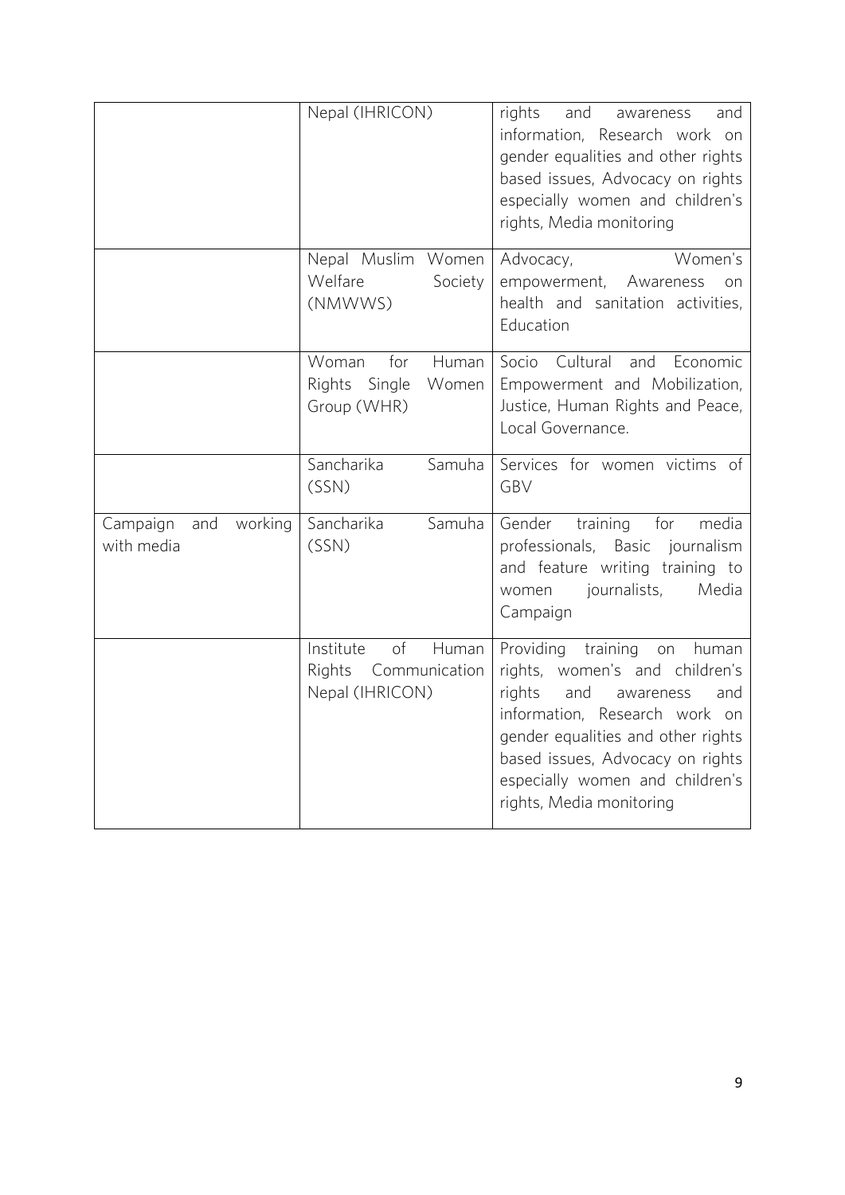| | | |
|---|---|---|
| | Nepal (IHRICON) | rights and awareness and information, Research work on gender equalities and other rights based issues, Advocacy on rights especially women and children's rights, Media monitoring |
| | Nepal Muslim Women Welfare Society (NMWWS) | Advocacy, Women's empowerment, Awareness on health and sanitation activities, Education |
| | Woman for Human Rights Single Women Group (WHR) | Socio Cultural and Economic Empowerment and Mobilization, Justice, Human Rights and Peace, Local Governance. |
| | Sancharika Samuha (SSN) | Services for women victims of GBV |
| Campaign and working with media | Sancharika Samuha (SSN) | Gender training for media professionals, Basic journalism and feature writing training to women journalists, Media Campaign |
| | Institute of Human Rights Communication Nepal (IHRICON) | Providing training on human rights, women's and children's rights and awareness and information, Research work on gender equalities and other rights based issues, Advocacy on rights especially women and children's rights, Media monitoring |